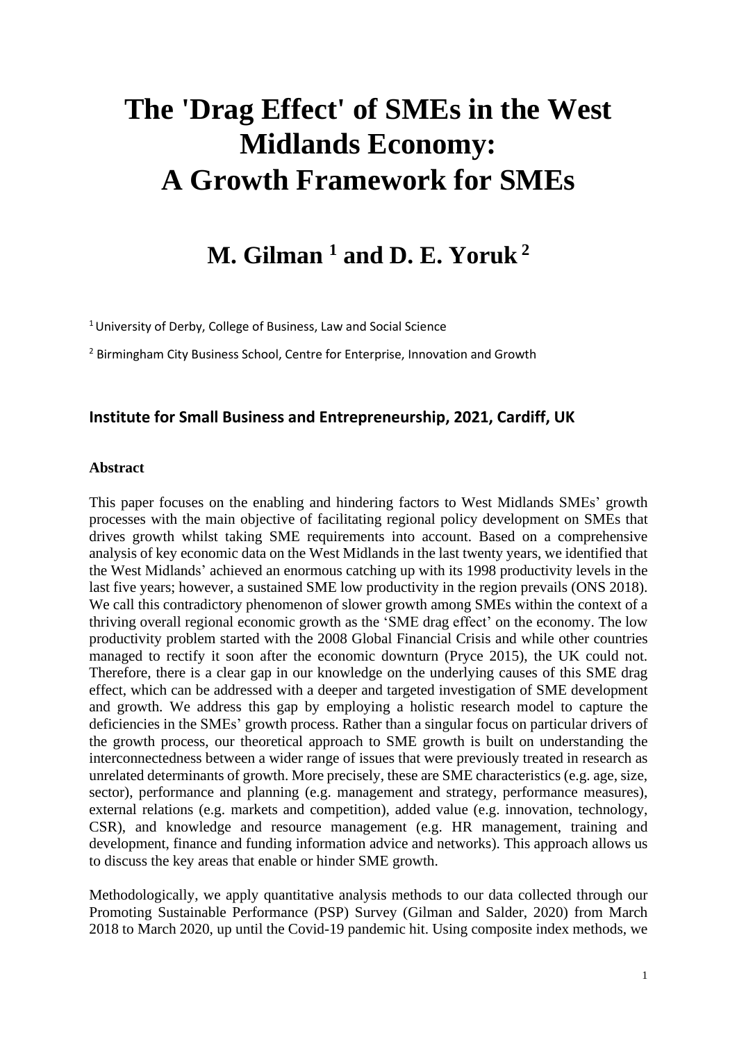# The 'Drag Effect' of SMEs in the West Midlands Economy: A Growth Framework for SMEs

## M. Gilman [1] and D. E. Yoruk [2]

[1] University of Derby, College of Business, Law and Social Science

[2] Birmingham City Business School, Centre for Enterprise, Innovation and Growth

**Institute for Small Business and Entrepreneurship, 2021, Cardiff, UK**

### Abstract

This paper focuses on the enabling and hindering factors to West Midlands SMEs' growth processes with the main objective of facilitating regional policy development on SMEs that drives growth whilst taking SME requirements into account. Based on a comprehensive analysis of key economic data on the West Midlands in the last twenty years, we identified that the West Midlands' achieved an enormous catching up with its 1998 productivity levels in the last five years; however, a sustained SME low productivity in the region prevails (ONS 2018). We call this contradictory phenomenon of slower growth among SMEs within the context of a thriving overall regional economic growth as the 'SME drag effect' on the economy. The low productivity problem started with the 2008 Global Financial Crisis and while other countries managed to rectify it soon after the economic downturn (Pryce 2015), the UK could not. Therefore, there is a clear gap in our knowledge on the underlying causes of this SME drag effect, which can be addressed with a deeper and targeted investigation of SME development and growth. We address this gap by employing a holistic research model to capture the deficiencies in the SMEs' growth process. Rather than a singular focus on particular drivers of the growth process, our theoretical approach to SME growth is built on understanding the interconnectedness between a wider range of issues that were previously treated in research as unrelated determinants of growth. More precisely, these are SME characteristics (e.g. age, size, sector), performance and planning (e.g. management and strategy, performance measures), external relations (e.g. markets and competition), added value (e.g. innovation, technology, CSR), and knowledge and resource management (e.g. HR management, training and development, finance and funding information advice and networks). This approach allows us to discuss the key areas that enable or hinder SME growth.

Methodologically, we apply quantitative analysis methods to our data collected through our Promoting Sustainable Performance (PSP) Survey (Gilman and Salder, 2020) from March 2018 to March 2020, up until the Covid-19 pandemic hit. Using composite index methods, we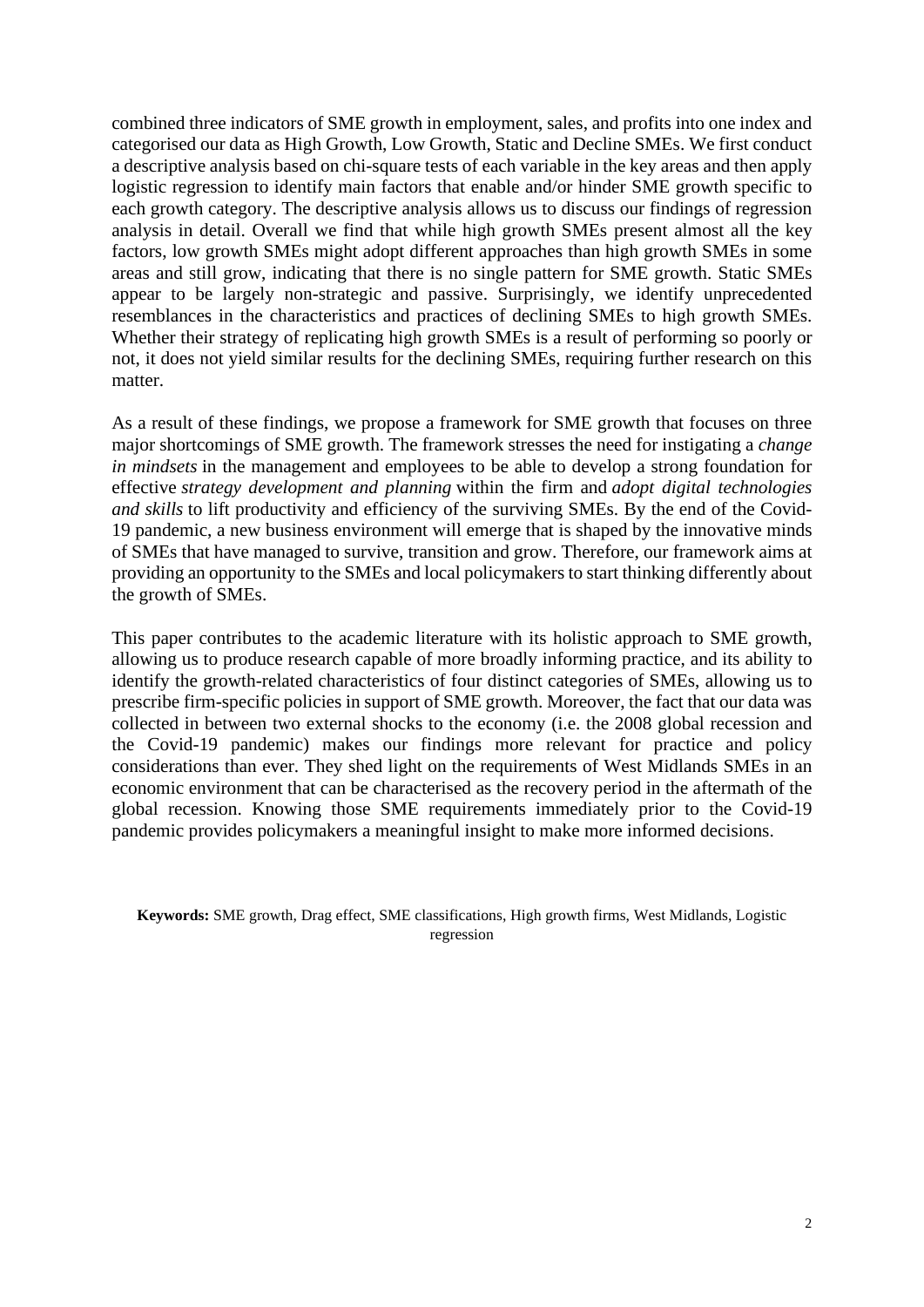combined three indicators of SME growth in employment, sales, and profits into one index and categorised our data as High Growth, Low Growth, Static and Decline SMEs. We first conduct a descriptive analysis based on chi-square tests of each variable in the key areas and then apply logistic regression to identify main factors that enable and/or hinder SME growth specific to each growth category. The descriptive analysis allows us to discuss our findings of regression analysis in detail. Overall we find that while high growth SMEs present almost all the key factors, low growth SMEs might adopt different approaches than high growth SMEs in some areas and still grow, indicating that there is no single pattern for SME growth. Static SMEs appear to be largely non-strategic and passive. Surprisingly, we identify unprecedented resemblances in the characteristics and practices of declining SMEs to high growth SMEs. Whether their strategy of replicating high growth SMEs is a result of performing so poorly or not, it does not yield similar results for the declining SMEs, requiring further research on this matter.

As a result of these findings, we propose a framework for SME growth that focuses on three major shortcomings of SME growth. The framework stresses the need for instigating a *change in mindsets* in the management and employees to be able to develop a strong foundation for effective *strategy development and planning* within the firm and *adopt digital technologies and skills* to lift productivity and efficiency of the surviving SMEs. By the end of the Covid-19 pandemic, a new business environment will emerge that is shaped by the innovative minds of SMEs that have managed to survive, transition and grow. Therefore, our framework aims at providing an opportunity to the SMEs and local policymakers to start thinking differently about the growth of SMEs.

This paper contributes to the academic literature with its holistic approach to SME growth, allowing us to produce research capable of more broadly informing practice, and its ability to identify the growth-related characteristics of four distinct categories of SMEs, allowing us to prescribe firm-specific policies in support of SME growth. Moreover, the fact that our data was collected in between two external shocks to the economy (i.e. the 2008 global recession and the Covid-19 pandemic) makes our findings more relevant for practice and policy considerations than ever. They shed light on the requirements of West Midlands SMEs in an economic environment that can be characterised as the recovery period in the aftermath of the global recession. Knowing those SME requirements immediately prior to the Covid-19 pandemic provides policymakers a meaningful insight to make more informed decisions.

**Keywords:** SME growth, Drag effect, SME classifications, High growth firms, West Midlands, Logistic regression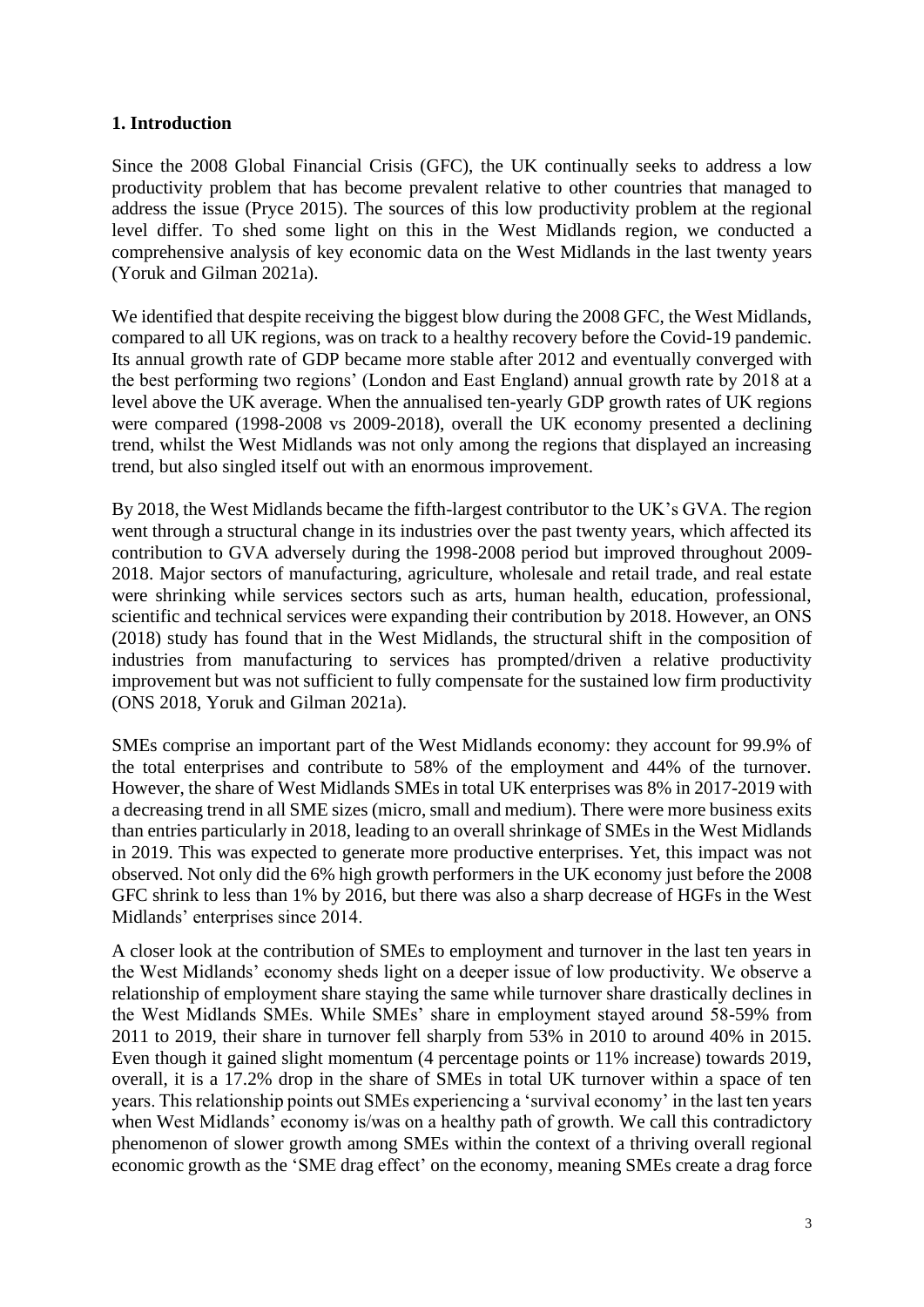## 1. Introduction

Since the 2008 Global Financial Crisis (GFC), the UK continually seeks to address a low productivity problem that has become prevalent relative to other countries that managed to address the issue (Pryce 2015). The sources of this low productivity problem at the regional level differ. To shed some light on this in the West Midlands region, we conducted a comprehensive analysis of key economic data on the West Midlands in the last twenty years (Yoruk and Gilman 2021a).

We identified that despite receiving the biggest blow during the 2008 GFC, the West Midlands, compared to all UK regions, was on track to a healthy recovery before the Covid-19 pandemic. Its annual growth rate of GDP became more stable after 2012 and eventually converged with the best performing two regions' (London and East England) annual growth rate by 2018 at a level above the UK average. When the annualised ten-yearly GDP growth rates of UK regions were compared (1998-2008 vs 2009-2018), overall the UK economy presented a declining trend, whilst the West Midlands was not only among the regions that displayed an increasing trend, but also singled itself out with an enormous improvement.

By 2018, the West Midlands became the fifth-largest contributor to the UK's GVA. The region went through a structural change in its industries over the past twenty years, which affected its contribution to GVA adversely during the 1998-2008 period but improved throughout 2009-2018. Major sectors of manufacturing, agriculture, wholesale and retail trade, and real estate were shrinking while services sectors such as arts, human health, education, professional, scientific and technical services were expanding their contribution by 2018. However, an ONS (2018) study has found that in the West Midlands, the structural shift in the composition of industries from manufacturing to services has prompted/driven a relative productivity improvement but was not sufficient to fully compensate for the sustained low firm productivity (ONS 2018, Yoruk and Gilman 2021a).

SMEs comprise an important part of the West Midlands economy: they account for 99.9% of the total enterprises and contribute to 58% of the employment and 44% of the turnover. However, the share of West Midlands SMEs in total UK enterprises was 8% in 2017-2019 with a decreasing trend in all SME sizes (micro, small and medium). There were more business exits than entries particularly in 2018, leading to an overall shrinkage of SMEs in the West Midlands in 2019. This was expected to generate more productive enterprises. Yet, this impact was not observed. Not only did the 6% high growth performers in the UK economy just before the 2008 GFC shrink to less than 1% by 2016, but there was also a sharp decrease of HGFs in the West Midlands' enterprises since 2014.

A closer look at the contribution of SMEs to employment and turnover in the last ten years in the West Midlands' economy sheds light on a deeper issue of low productivity. We observe a relationship of employment share staying the same while turnover share drastically declines in the West Midlands SMEs. While SMEs' share in employment stayed around 58-59% from 2011 to 2019, their share in turnover fell sharply from 53% in 2010 to around 40% in 2015. Even though it gained slight momentum (4 percentage points or 11% increase) towards 2019, overall, it is a 17.2% drop in the share of SMEs in total UK turnover within a space of ten years. This relationship points out SMEs experiencing a 'survival economy' in the last ten years when West Midlands' economy is/was on a healthy path of growth. We call this contradictory phenomenon of slower growth among SMEs within the context of a thriving overall regional economic growth as the 'SME drag effect' on the economy, meaning SMEs create a drag force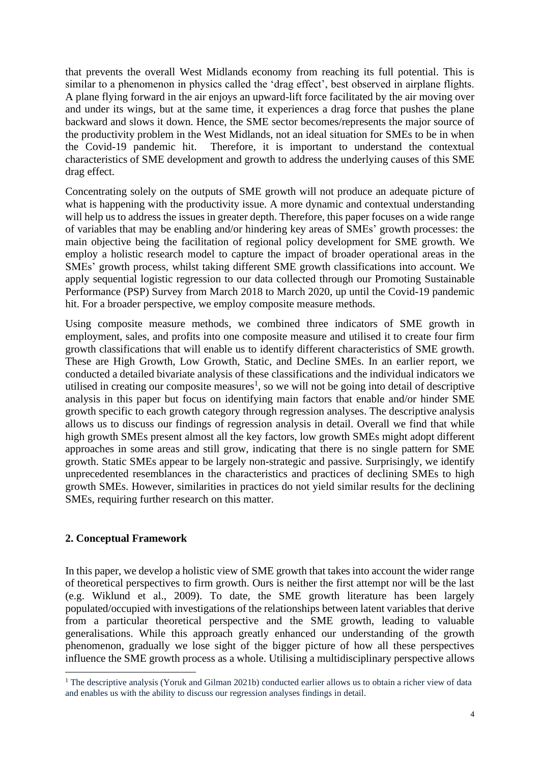that prevents the overall West Midlands economy from reaching its full potential. This is similar to a phenomenon in physics called the 'drag effect', best observed in airplane flights. A plane flying forward in the air enjoys an upward-lift force facilitated by the air moving over and under its wings, but at the same time, it experiences a drag force that pushes the plane backward and slows it down. Hence, the SME sector becomes/represents the major source of the productivity problem in the West Midlands, not an ideal situation for SMEs to be in when the Covid-19 pandemic hit. Therefore, it is important to understand the contextual characteristics of SME development and growth to address the underlying causes of this SME drag effect.

Concentrating solely on the outputs of SME growth will not produce an adequate picture of what is happening with the productivity issue. A more dynamic and contextual understanding will help us to address the issues in greater depth. Therefore, this paper focuses on a wide range of variables that may be enabling and/or hindering key areas of SMEs' growth processes: the main objective being the facilitation of regional policy development for SME growth. We employ a holistic research model to capture the impact of broader operational areas in the SMEs' growth process, whilst taking different SME growth classifications into account. We apply sequential logistic regression to our data collected through our Promoting Sustainable Performance (PSP) Survey from March 2018 to March 2020, up until the Covid-19 pandemic hit. For a broader perspective, we employ composite measure methods.

Using composite measure methods, we combined three indicators of SME growth in employment, sales, and profits into one composite measure and utilised it to create four firm growth classifications that will enable us to identify different characteristics of SME growth. These are High Growth, Low Growth, Static, and Decline SMEs. In an earlier report, we conducted a detailed bivariate analysis of these classifications and the individual indicators we utilised in creating our composite measures[1], so we will not be going into detail of descriptive analysis in this paper but focus on identifying main factors that enable and/or hinder SME growth specific to each growth category through regression analyses. The descriptive analysis allows us to discuss our findings of regression analysis in detail. Overall we find that while high growth SMEs present almost all the key factors, low growth SMEs might adopt different approaches in some areas and still grow, indicating that there is no single pattern for SME growth. Static SMEs appear to be largely non-strategic and passive. Surprisingly, we identify unprecedented resemblances in the characteristics and practices of declining SMEs to high growth SMEs. However, similarities in practices do not yield similar results for the declining SMEs, requiring further research on this matter.

## 2. Conceptual Framework

In this paper, we develop a holistic view of SME growth that takes into account the wider range of theoretical perspectives to firm growth. Ours is neither the first attempt nor will be the last (e.g. Wiklund et al., 2009). To date, the SME growth literature has been largely populated/occupied with investigations of the relationships between latent variables that derive from a particular theoretical perspective and the SME growth, leading to valuable generalisations. While this approach greatly enhanced our understanding of the growth phenomenon, gradually we lose sight of the bigger picture of how all these perspectives influence the SME growth process as a whole. Utilising a multidisciplinary perspective allows

[1] The descriptive analysis (Yoruk and Gilman 2021b) conducted earlier allows us to obtain a richer view of data and enables us with the ability to discuss our regression analyses findings in detail.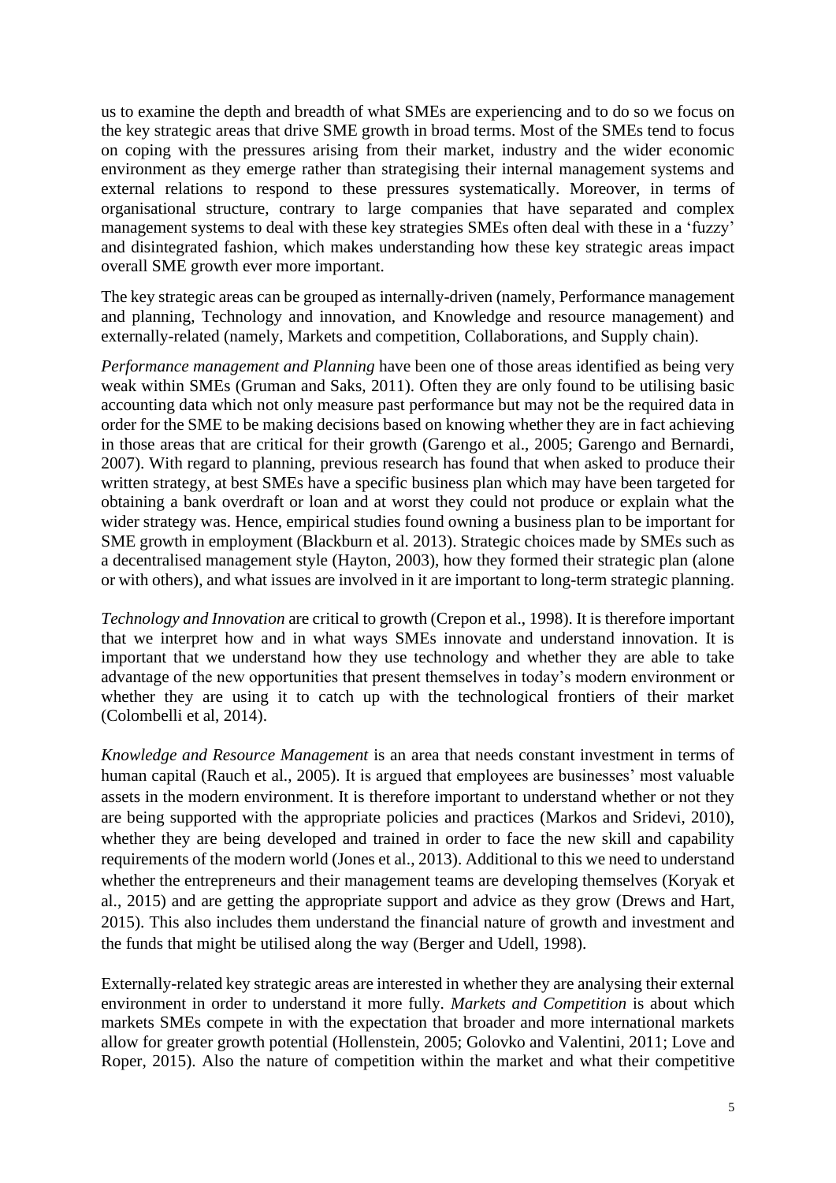us to examine the depth and breadth of what SMEs are experiencing and to do so we focus on the key strategic areas that drive SME growth in broad terms. Most of the SMEs tend to focus on coping with the pressures arising from their market, industry and the wider economic environment as they emerge rather than strategising their internal management systems and external relations to respond to these pressures systematically. Moreover, in terms of organisational structure, contrary to large companies that have separated and complex management systems to deal with these key strategies SMEs often deal with these in a 'fuzzy' and disintegrated fashion, which makes understanding how these key strategic areas impact overall SME growth ever more important.

The key strategic areas can be grouped as internally-driven (namely, Performance management and planning, Technology and innovation, and Knowledge and resource management) and externally-related (namely, Markets and competition, Collaborations, and Supply chain).

*Performance management and Planning* have been one of those areas identified as being very weak within SMEs (Gruman and Saks, 2011). Often they are only found to be utilising basic accounting data which not only measure past performance but may not be the required data in order for the SME to be making decisions based on knowing whether they are in fact achieving in those areas that are critical for their growth (Garengo et al., 2005; Garengo and Bernardi, 2007). With regard to planning, previous research has found that when asked to produce their written strategy, at best SMEs have a specific business plan which may have been targeted for obtaining a bank overdraft or loan and at worst they could not produce or explain what the wider strategy was. Hence, empirical studies found owning a business plan to be important for SME growth in employment (Blackburn et al. 2013). Strategic choices made by SMEs such as a decentralised management style (Hayton, 2003), how they formed their strategic plan (alone or with others), and what issues are involved in it are important to long-term strategic planning.

*Technology and Innovation* are critical to growth (Crepon et al., 1998). It is therefore important that we interpret how and in what ways SMEs innovate and understand innovation. It is important that we understand how they use technology and whether they are able to take advantage of the new opportunities that present themselves in today's modern environment or whether they are using it to catch up with the technological frontiers of their market (Colombelli et al, 2014).

*Knowledge and Resource Management* is an area that needs constant investment in terms of human capital (Rauch et al., 2005). It is argued that employees are businesses' most valuable assets in the modern environment. It is therefore important to understand whether or not they are being supported with the appropriate policies and practices (Markos and Sridevi, 2010), whether they are being developed and trained in order to face the new skill and capability requirements of the modern world (Jones et al., 2013). Additional to this we need to understand whether the entrepreneurs and their management teams are developing themselves (Koryak et al., 2015) and are getting the appropriate support and advice as they grow (Drews and Hart, 2015). This also includes them understand the financial nature of growth and investment and the funds that might be utilised along the way (Berger and Udell, 1998).

Externally-related key strategic areas are interested in whether they are analysing their external environment in order to understand it more fully. *Markets and Competition* is about which markets SMEs compete in with the expectation that broader and more international markets allow for greater growth potential (Hollenstein, 2005; Golovko and Valentini, 2011; Love and Roper, 2015). Also the nature of competition within the market and what their competitive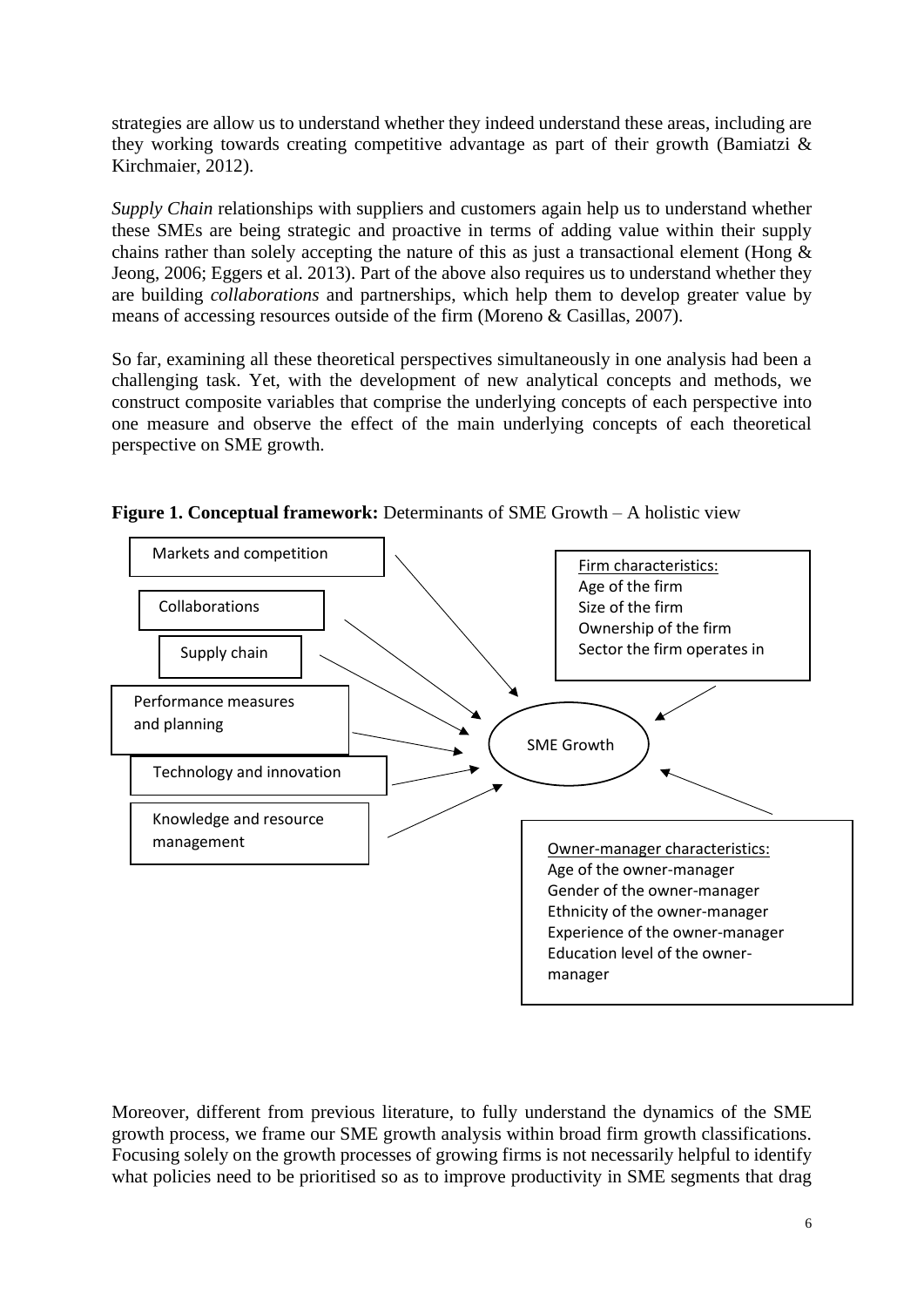strategies are allow us to understand whether they indeed understand these areas, including are they working towards creating competitive advantage as part of their growth (Bamiatzi & Kirchmaier, 2012).

*Supply Chain* relationships with suppliers and customers again help us to understand whether these SMEs are being strategic and proactive in terms of adding value within their supply chains rather than solely accepting the nature of this as just a transactional element (Hong & Jeong, 2006; Eggers et al. 2013). Part of the above also requires us to understand whether they are building *collaborations* and partnerships, which help them to develop greater value by means of accessing resources outside of the firm (Moreno & Casillas, 2007).

So far, examining all these theoretical perspectives simultaneously in one analysis had been a challenging task. Yet, with the development of new analytical concepts and methods, we construct composite variables that comprise the underlying concepts of each perspective into one measure and observe the effect of the main underlying concepts of each theoretical perspective on SME growth.

**Figure 1. Conceptual framework:** Determinants of SME Growth – A holistic view

Markets and competition

Collaborations

Supply chain

Performance measures and planning

Technology and innovation

Knowledge and resource management

SME Growth

Firm characteristics:
Age of the firm
Size of the firm
Ownership of the firm
Sector the firm operates in

Owner-manager characteristics:
Age of the owner-manager
Gender of the owner-manager
Ethnicity of the owner-manager
Experience of the owner-manager
Education level of the owner-manager

Moreover, different from previous literature, to fully understand the dynamics of the SME growth process, we frame our SME growth analysis within broad firm growth classifications. Focusing solely on the growth processes of growing firms is not necessarily helpful to identify what policies need to be prioritised so as to improve productivity in SME segments that drag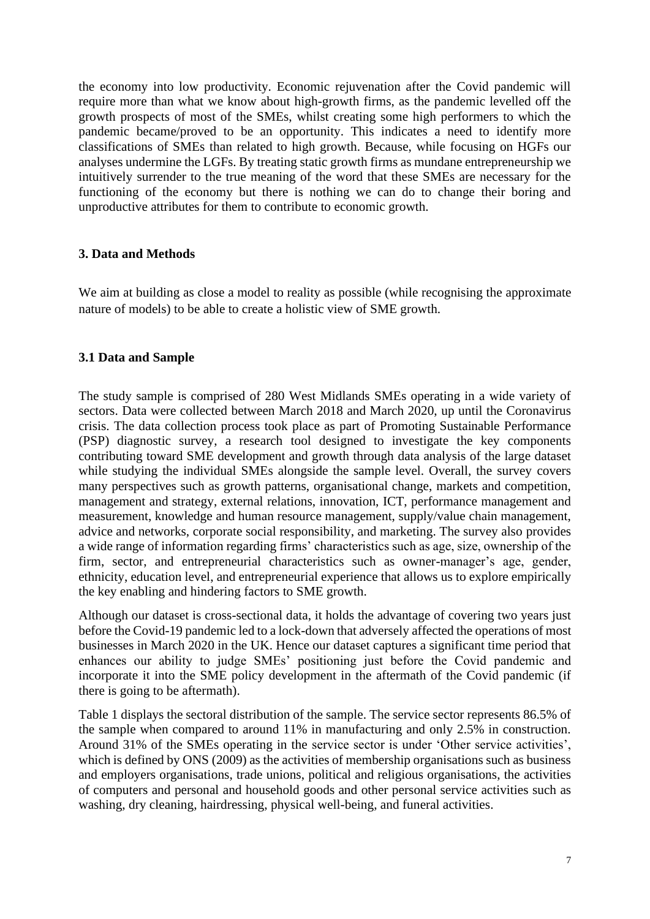the economy into low productivity. Economic rejuvenation after the Covid pandemic will require more than what we know about high-growth firms, as the pandemic levelled off the growth prospects of most of the SMEs, whilst creating some high performers to which the pandemic became/proved to be an opportunity. This indicates a need to identify more classifications of SMEs than related to high growth. Because, while focusing on HGFs our analyses undermine the LGFs. By treating static growth firms as mundane entrepreneurship we intuitively surrender to the true meaning of the word that these SMEs are necessary for the functioning of the economy but there is nothing we can do to change their boring and unproductive attributes for them to contribute to economic growth.

## 3. Data and Methods

We aim at building as close a model to reality as possible (while recognising the approximate nature of models) to be able to create a holistic view of SME growth.

### 3.1 Data and Sample

The study sample is comprised of 280 West Midlands SMEs operating in a wide variety of sectors. Data were collected between March 2018 and March 2020, up until the Coronavirus crisis. The data collection process took place as part of Promoting Sustainable Performance (PSP) diagnostic survey, a research tool designed to investigate the key components contributing toward SME development and growth through data analysis of the large dataset while studying the individual SMEs alongside the sample level. Overall, the survey covers many perspectives such as growth patterns, organisational change, markets and competition, management and strategy, external relations, innovation, ICT, performance management and measurement, knowledge and human resource management, supply/value chain management, advice and networks, corporate social responsibility, and marketing. The survey also provides a wide range of information regarding firms' characteristics such as age, size, ownership of the firm, sector, and entrepreneurial characteristics such as owner-manager's age, gender, ethnicity, education level, and entrepreneurial experience that allows us to explore empirically the key enabling and hindering factors to SME growth.

Although our dataset is cross-sectional data, it holds the advantage of covering two years just before the Covid-19 pandemic led to a lock-down that adversely affected the operations of most businesses in March 2020 in the UK. Hence our dataset captures a significant time period that enhances our ability to judge SMEs' positioning just before the Covid pandemic and incorporate it into the SME policy development in the aftermath of the Covid pandemic (if there is going to be aftermath).

Table 1 displays the sectoral distribution of the sample. The service sector represents 86.5% of the sample when compared to around 11% in manufacturing and only 2.5% in construction. Around 31% of the SMEs operating in the service sector is under 'Other service activities', which is defined by ONS (2009) as the activities of membership organisations such as business and employers organisations, trade unions, political and religious organisations, the activities of computers and personal and household goods and other personal service activities such as washing, dry cleaning, hairdressing, physical well-being, and funeral activities.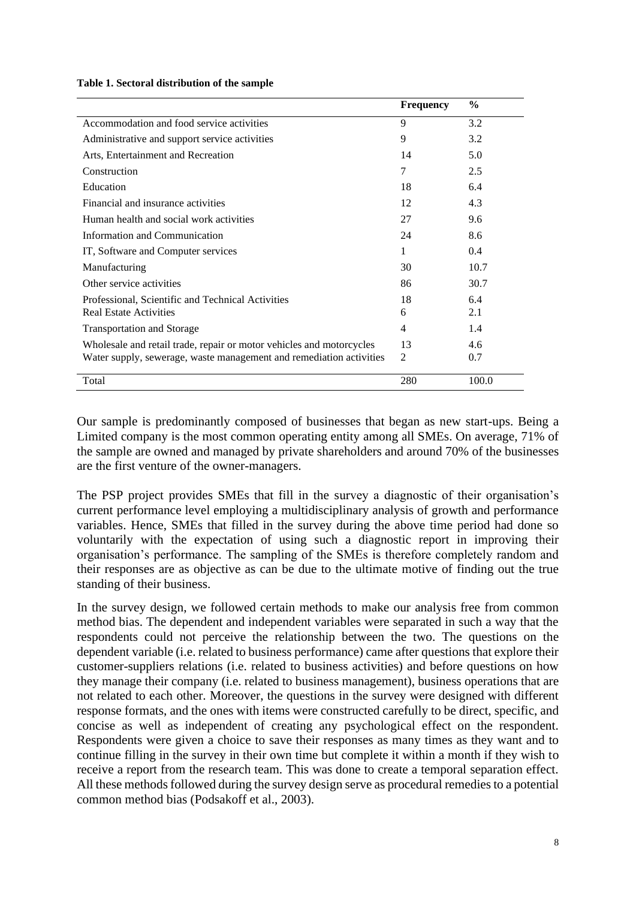**Table 1. Sectoral distribution of the sample**

| | Frequency | % |
|---|---|---|
| Accommodation and food service activities | 9 | 3.2 |
| Administrative and support service activities | 9 | 3.2 |
| Arts, Entertainment and Recreation | 14 | 5.0 |
| Construction | 7 | 2.5 |
| Education | 18 | 6.4 |
| Financial and insurance activities | 12 | 4.3 |
| Human health and social work activities | 27 | 9.6 |
| Information and Communication | 24 | 8.6 |
| IT, Software and Computer services | 1 | 0.4 |
| Manufacturing | 30 | 10.7 |
| Other service activities | 86 | 30.7 |
| Professional, Scientific and Technical Activities | 18 | 6.4 |
| Real Estate Activities | 6 | 2.1 |
| Transportation and Storage | 4 | 1.4 |
| Wholesale and retail trade, repair or motor vehicles and motorcycles | 13 | 4.6 |
| Water supply, sewerage, waste management and remediation activities | 2 | 0.7 |
| Total | 280 | 100.0 |

Our sample is predominantly composed of businesses that began as new start-ups. Being a Limited company is the most common operating entity among all SMEs. On average, 71% of the sample are owned and managed by private shareholders and around 70% of the businesses are the first venture of the owner-managers.

The PSP project provides SMEs that fill in the survey a diagnostic of their organisation's current performance level employing a multidisciplinary analysis of growth and performance variables. Hence, SMEs that filled in the survey during the above time period had done so voluntarily with the expectation of using such a diagnostic report in improving their organisation's performance. The sampling of the SMEs is therefore completely random and their responses are as objective as can be due to the ultimate motive of finding out the true standing of their business.

In the survey design, we followed certain methods to make our analysis free from common method bias. The dependent and independent variables were separated in such a way that the respondents could not perceive the relationship between the two. The questions on the dependent variable (i.e. related to business performance) came after questions that explore their customer-suppliers relations (i.e. related to business activities) and before questions on how they manage their company (i.e. related to business management), business operations that are not related to each other. Moreover, the questions in the survey were designed with different response formats, and the ones with items were constructed carefully to be direct, specific, and concise as well as independent of creating any psychological effect on the respondent. Respondents were given a choice to save their responses as many times as they want and to continue filling in the survey in their own time but complete it within a month if they wish to receive a report from the research team. This was done to create a temporal separation effect. All these methods followed during the survey design serve as procedural remedies to a potential common method bias (Podsakoff et al., 2003).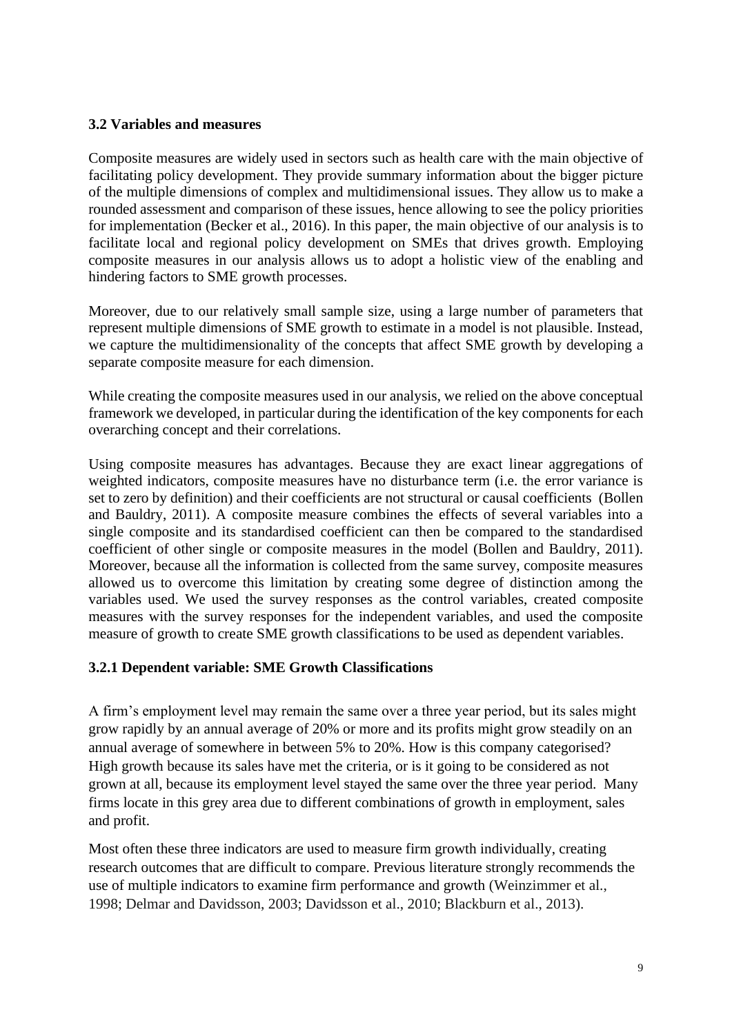### 3.2 Variables and measures

Composite measures are widely used in sectors such as health care with the main objective of facilitating policy development. They provide summary information about the bigger picture of the multiple dimensions of complex and multidimensional issues. They allow us to make a rounded assessment and comparison of these issues, hence allowing to see the policy priorities for implementation (Becker et al., 2016). In this paper, the main objective of our analysis is to facilitate local and regional policy development on SMEs that drives growth. Employing composite measures in our analysis allows us to adopt a holistic view of the enabling and hindering factors to SME growth processes.

Moreover, due to our relatively small sample size, using a large number of parameters that represent multiple dimensions of SME growth to estimate in a model is not plausible. Instead, we capture the multidimensionality of the concepts that affect SME growth by developing a separate composite measure for each dimension.

While creating the composite measures used in our analysis, we relied on the above conceptual framework we developed, in particular during the identification of the key components for each overarching concept and their correlations.

Using composite measures has advantages. Because they are exact linear aggregations of weighted indicators, composite measures have no disturbance term (i.e. the error variance is set to zero by definition) and their coefficients are not structural or causal coefficients (Bollen and Bauldry, 2011). A composite measure combines the effects of several variables into a single composite and its standardised coefficient can then be compared to the standardised coefficient of other single or composite measures in the model (Bollen and Bauldry, 2011). Moreover, because all the information is collected from the same survey, composite measures allowed us to overcome this limitation by creating some degree of distinction among the variables used. We used the survey responses as the control variables, created composite measures with the survey responses for the independent variables, and used the composite measure of growth to create SME growth classifications to be used as dependent variables.

#### 3.2.1 Dependent variable: SME Growth Classifications

A firm's employment level may remain the same over a three year period, but its sales might grow rapidly by an annual average of 20% or more and its profits might grow steadily on an annual average of somewhere in between 5% to 20%. How is this company categorised? High growth because its sales have met the criteria, or is it going to be considered as not grown at all, because its employment level stayed the same over the three year period. Many firms locate in this grey area due to different combinations of growth in employment, sales and profit.

Most often these three indicators are used to measure firm growth individually, creating research outcomes that are difficult to compare. Previous literature strongly recommends the use of multiple indicators to examine firm performance and growth (Weinzimmer et al., 1998; Delmar and Davidsson, 2003; Davidsson et al., 2010; Blackburn et al., 2013).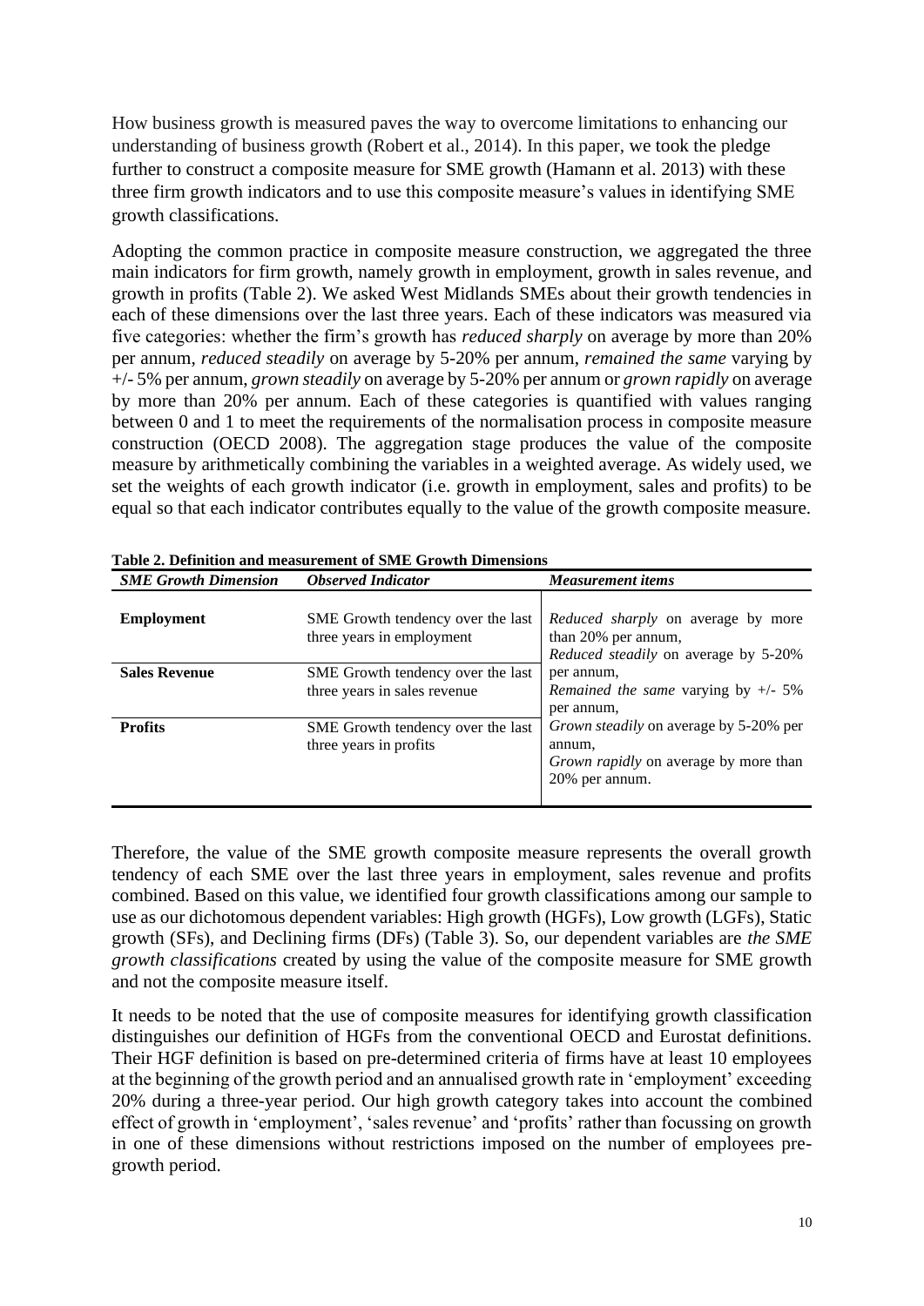How business growth is measured paves the way to overcome limitations to enhancing our understanding of business growth (Robert et al., 2014). In this paper, we took the pledge further to construct a composite measure for SME growth (Hamann et al. 2013) with these three firm growth indicators and to use this composite measure's values in identifying SME growth classifications.

Adopting the common practice in composite measure construction, we aggregated the three main indicators for firm growth, namely growth in employment, growth in sales revenue, and growth in profits (Table 2). We asked West Midlands SMEs about their growth tendencies in each of these dimensions over the last three years. Each of these indicators was measured via five categories: whether the firm's growth has *reduced sharply* on average by more than 20% per annum, *reduced steadily* on average by 5-20% per annum, *remained the same* varying by +/- 5% per annum, *grown steadily* on average by 5-20% per annum or *grown rapidly* on average by more than 20% per annum. Each of these categories is quantified with values ranging between 0 and 1 to meet the requirements of the normalisation process in composite measure construction (OECD 2008). The aggregation stage produces the value of the composite measure by arithmetically combining the variables in a weighted average. As widely used, we set the weights of each growth indicator (i.e. growth in employment, sales and profits) to be equal so that each indicator contributes equally to the value of the growth composite measure.

**Table 2. Definition and measurement of SME Growth Dimensions**

| *SME Growth Dimension* | *Observed Indicator* | *Measurement items* |
|---|---|---|
| **Employment** | SME Growth tendency over the last three years in employment | *Reduced sharply* on average by more than 20% per annum, *Reduced steadily* on average by 5-20% per annum, *Remained the same* varying by +/- 5% per annum, *Grown steadily* on average by 5-20% per annum, *Grown rapidly* on average by more than 20% per annum. |
| **Sales Revenue** | SME Growth tendency over the last three years in sales revenue | |
| **Profits** | SME Growth tendency over the last three years in profits | |

Therefore, the value of the SME growth composite measure represents the overall growth tendency of each SME over the last three years in employment, sales revenue and profits combined. Based on this value, we identified four growth classifications among our sample to use as our dichotomous dependent variables: High growth (HGFs), Low growth (LGFs), Static growth (SFs), and Declining firms (DFs) (Table 3). So, our dependent variables are *the SME growth classifications* created by using the value of the composite measure for SME growth and not the composite measure itself.

It needs to be noted that the use of composite measures for identifying growth classification distinguishes our definition of HGFs from the conventional OECD and Eurostat definitions. Their HGF definition is based on pre-determined criteria of firms have at least 10 employees at the beginning of the growth period and an annualised growth rate in 'employment' exceeding 20% during a three-year period. Our high growth category takes into account the combined effect of growth in 'employment', 'sales revenue' and 'profits' rather than focussing on growth in one of these dimensions without restrictions imposed on the number of employees pre-growth period.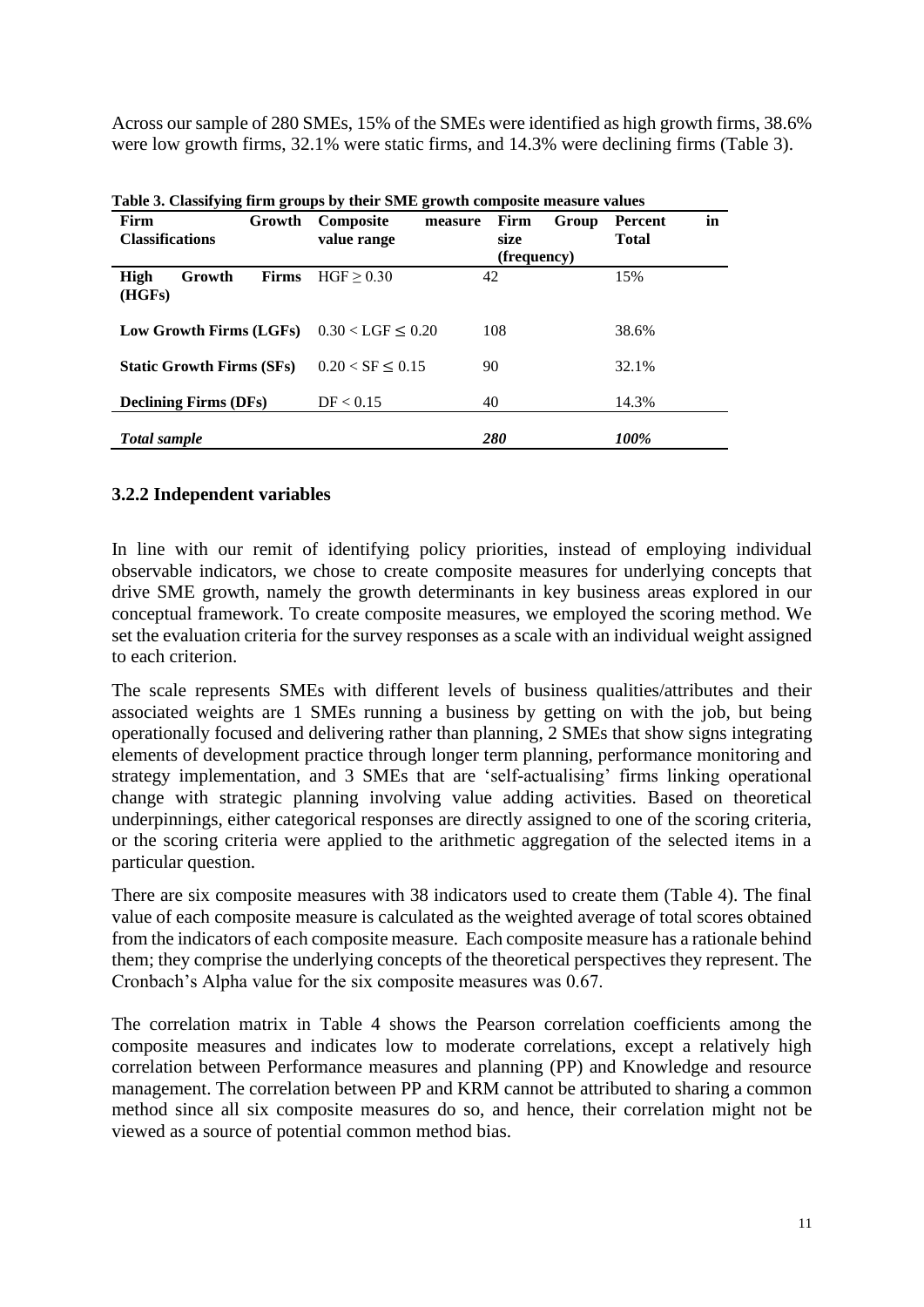Across our sample of 280 SMEs, 15% of the SMEs were identified as high growth firms, 38.6% were low growth firms, 32.1% were static firms, and 14.3% were declining firms (Table 3).

**Table 3. Classifying firm groups by their SME growth composite measure values**

| Firm Growth Classifications | Composite measure value range | Firm Group size (frequency) | Percent in Total |
|---|---|---|---|
| **High Growth Firms (HGFs)** | HGF ≥ 0.30 | 42 | 15% |
| **Low Growth Firms (LGFs)** | 0.30 < LGF ≤ 0.20 | 108 | 38.6% |
| **Static Growth Firms (SFs)** | 0.20 < SF ≤ 0.15 | 90 | 32.1% |
| **Declining Firms (DFs)** | DF < 0.15 | 40 | 14.3% |
| ***Total sample*** | | ***280*** | ***100%*** |

### 3.2.2 Independent variables

In line with our remit of identifying policy priorities, instead of employing individual observable indicators, we chose to create composite measures for underlying concepts that drive SME growth, namely the growth determinants in key business areas explored in our conceptual framework. To create composite measures, we employed the scoring method. We set the evaluation criteria for the survey responses as a scale with an individual weight assigned to each criterion.

The scale represents SMEs with different levels of business qualities/attributes and their associated weights are 1 SMEs running a business by getting on with the job, but being operationally focused and delivering rather than planning, 2 SMEs that show signs integrating elements of development practice through longer term planning, performance monitoring and strategy implementation, and 3 SMEs that are 'self-actualising' firms linking operational change with strategic planning involving value adding activities. Based on theoretical underpinnings, either categorical responses are directly assigned to one of the scoring criteria, or the scoring criteria were applied to the arithmetic aggregation of the selected items in a particular question.

There are six composite measures with 38 indicators used to create them (Table 4). The final value of each composite measure is calculated as the weighted average of total scores obtained from the indicators of each composite measure. Each composite measure has a rationale behind them; they comprise the underlying concepts of the theoretical perspectives they represent. The Cronbach's Alpha value for the six composite measures was 0.67.

The correlation matrix in Table 4 shows the Pearson correlation coefficients among the composite measures and indicates low to moderate correlations, except a relatively high correlation between Performance measures and planning (PP) and Knowledge and resource management. The correlation between PP and KRM cannot be attributed to sharing a common method since all six composite measures do so, and hence, their correlation might not be viewed as a source of potential common method bias.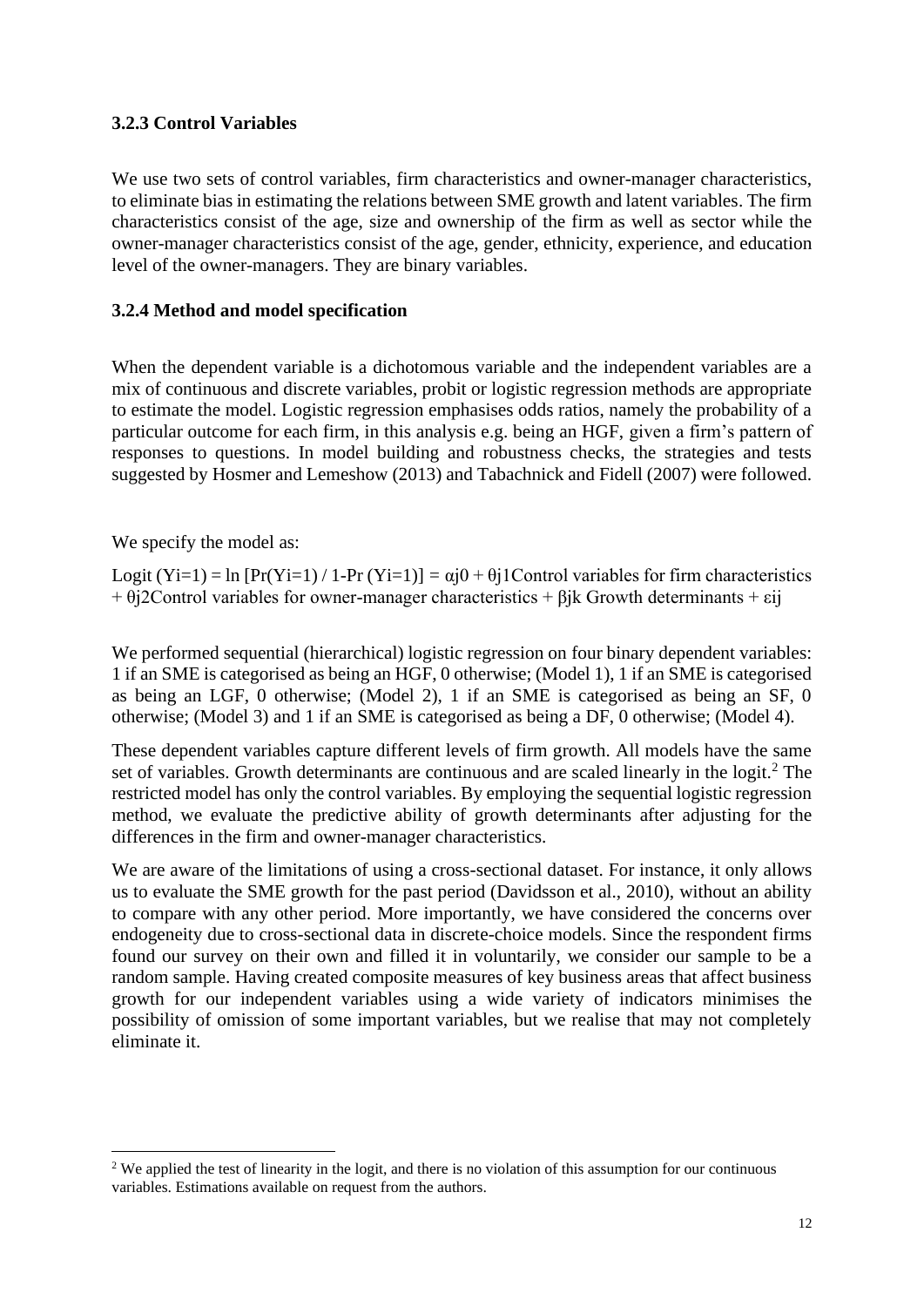### 3.2.3 Control Variables

We use two sets of control variables, firm characteristics and owner-manager characteristics, to eliminate bias in estimating the relations between SME growth and latent variables. The firm characteristics consist of the age, size and ownership of the firm as well as sector while the owner-manager characteristics consist of the age, gender, ethnicity, experience, and education level of the owner-managers. They are binary variables.

### 3.2.4 Method and model specification

When the dependent variable is a dichotomous variable and the independent variables are a mix of continuous and discrete variables, probit or logistic regression methods are appropriate to estimate the model. Logistic regression emphasises odds ratios, namely the probability of a particular outcome for each firm, in this analysis e.g. being an HGF, given a firm's pattern of responses to questions. In model building and robustness checks, the strategies and tests suggested by Hosmer and Lemeshow (2013) and Tabachnick and Fidell (2007) were followed.

We specify the model as:

$\text{Logit}\,(Y_i=1) = \ln\,[\Pr(Y_i=1) / 1-\Pr\,(Y_i=1)] = \alpha_{j0} + \theta_{j1}$Control variables for firm characteristics $+\ \theta_{j2}$Control variables for owner-manager characteristics $+\ \beta_{jk}$ Growth determinants $+\ \varepsilon_{ij}$

We performed sequential (hierarchical) logistic regression on four binary dependent variables: 1 if an SME is categorised as being an HGF, 0 otherwise; (Model 1), 1 if an SME is categorised as being an LGF, 0 otherwise; (Model 2), 1 if an SME is categorised as being an SF, 0 otherwise; (Model 3) and 1 if an SME is categorised as being a DF, 0 otherwise; (Model 4).

These dependent variables capture different levels of firm growth. All models have the same set of variables. Growth determinants are continuous and are scaled linearly in the logit.[2] The restricted model has only the control variables. By employing the sequential logistic regression method, we evaluate the predictive ability of growth determinants after adjusting for the differences in the firm and owner-manager characteristics.

We are aware of the limitations of using a cross-sectional dataset. For instance, it only allows us to evaluate the SME growth for the past period (Davidsson et al., 2010), without an ability to compare with any other period. More importantly, we have considered the concerns over endogeneity due to cross-sectional data in discrete-choice models. Since the respondent firms found our survey on their own and filled it in voluntarily, we consider our sample to be a random sample. Having created composite measures of key business areas that affect business growth for our independent variables using a wide variety of indicators minimises the possibility of omission of some important variables, but we realise that may not completely eliminate it.

[2] We applied the test of linearity in the logit, and there is no violation of this assumption for our continuous variables. Estimations available on request from the authors.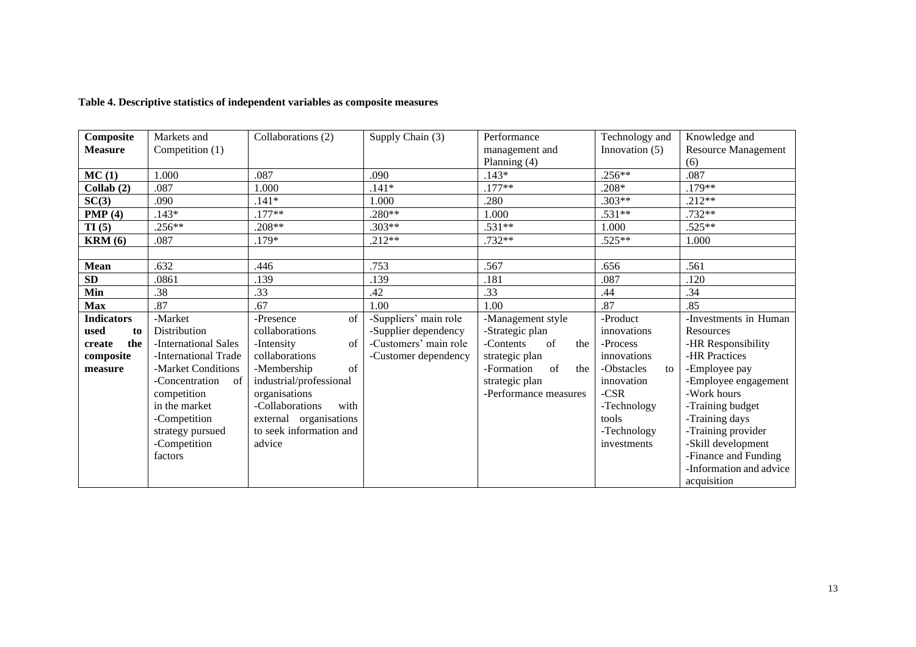**Table 4. Descriptive statistics of independent variables as composite measures**

| Composite Measure | Markets and Competition (1) | Collaborations (2) | Supply Chain (3) | Performance management and Planning (4) | Technology and Innovation (5) | Knowledge and Resource Management (6) |
|---|---|---|---|---|---|---|
| **MC (1)** | 1.000 | .087 | .090 | .143* | .256** | .087 |
| **Collab (2)** | .087 | 1.000 | .141* | .177** | .208* | .179** |
| **SC(3)** | .090 | .141* | 1.000 | .280 | .303** | .212** |
| **PMP (4)** | .143* | .177** | .280** | 1.000 | .531** | .732** |
| **TI (5)** | .256** | .208** | .303** | .531** | 1.000 | .525** |
| **KRM (6)** | .087 | .179* | .212** | .732** | .525** | 1.000 |
| | | | | | | |
| **Mean** | .632 | .446 | .753 | .567 | .656 | .561 |
| **SD** | .0861 | .139 | .139 | .181 | .087 | .120 |
| **Min** | .38 | .33 | .42 | .33 | .44 | .34 |
| **Max** | .87 | .67 | 1.00 | 1.00 | .87 | .85 |
| **Indicators used to create the composite measure** | -Market Distribution<br>-International Sales<br>-International Trade<br>-Market Conditions<br>-Concentration of competition in the market<br>-Competition strategy pursued<br>-Competition factors | -Presence of collaborations<br>-Intensity of collaborations<br>-Membership of industrial/professional organisations<br>-Collaborations with external organisations to seek information and advice | -Suppliers' main role<br>-Supplier dependency<br>-Customers' main role<br>-Customer dependency | -Management style<br>-Strategic plan<br>-Contents of the strategic plan<br>-Formation of the strategic plan<br>-Performance measures | -Product innovations<br>-Process innovations<br>-Obstacles to innovation<br>-CSR<br>-Technology tools<br>-Technology investments | -Investments in Human Resources<br>-HR Responsibility<br>-HR Practices<br>-Employee pay<br>-Employee engagement<br>-Work hours<br>-Training budget<br>-Training days<br>-Training provider<br>-Skill development<br>-Finance and Funding<br>-Information and advice acquisition |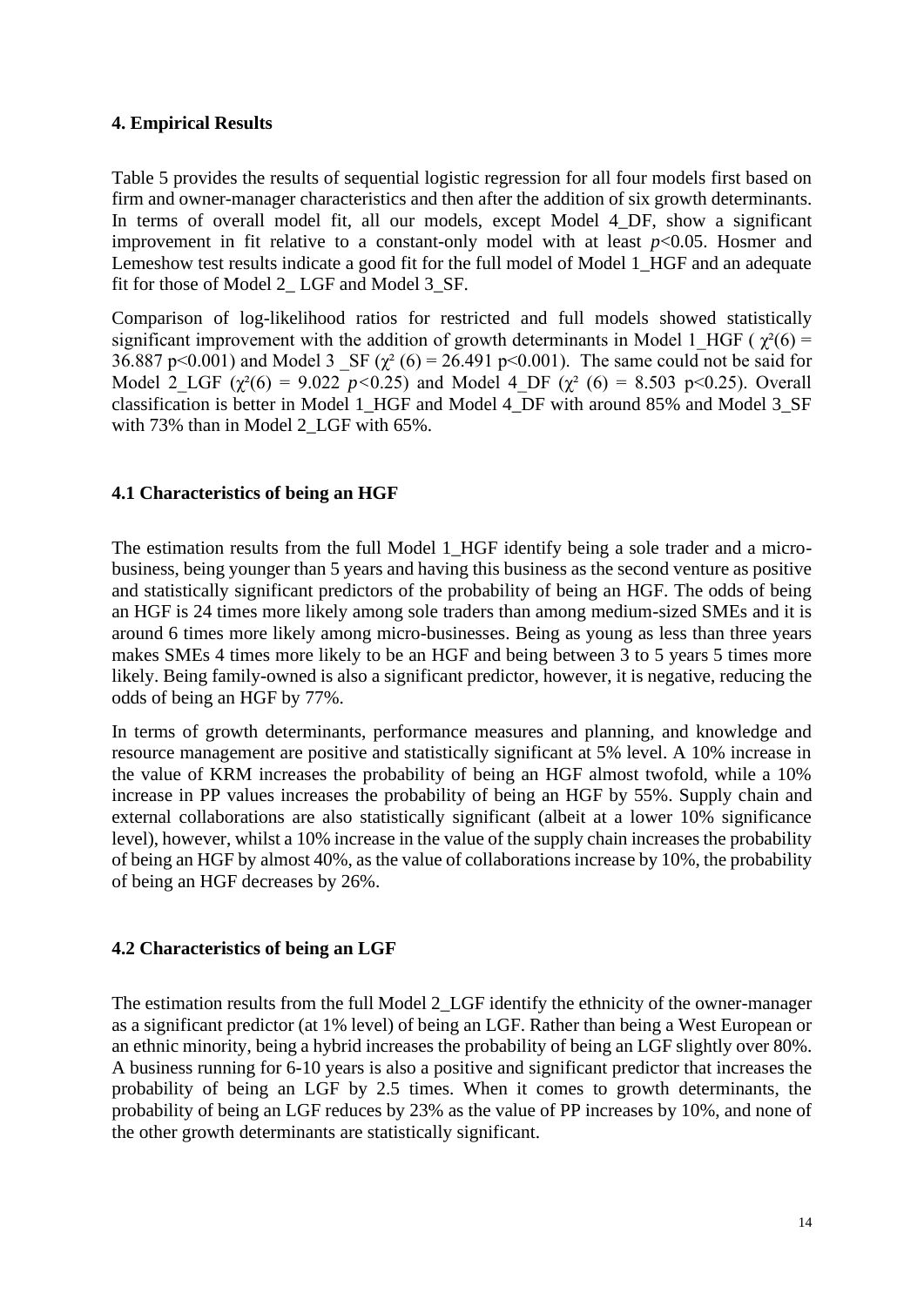## 4. Empirical Results

Table 5 provides the results of sequential logistic regression for all four models first based on firm and owner-manager characteristics and then after the addition of six growth determinants. In terms of overall model fit, all our models, except Model 4_DF, show a significant improvement in fit relative to a constant-only model with at least $p<0.05$. Hosmer and Lemeshow test results indicate a good fit for the full model of Model 1_HGF and an adequate fit for those of Model 2_ LGF and Model 3_SF.

Comparison of log-likelihood ratios for restricted and full models showed statistically significant improvement with the addition of growth determinants in Model 1_HGF ( $\chi^2(6) = 36.887$ $p<0.001$) and Model 3 _SF ($\chi^2$ $(6) = 26.491$ $p<0.001$). The same could not be said for Model 2_LGF ($\chi^2(6) = 9.022$ $p<0.25$) and Model 4_DF ($\chi^2$ $(6) = 8.503$ $p<0.25$). Overall classification is better in Model 1_HGF and Model 4_DF with around 85% and Model 3_SF with 73% than in Model 2_LGF with 65%.

### 4.1 Characteristics of being an HGF

The estimation results from the full Model 1_HGF identify being a sole trader and a micro-business, being younger than 5 years and having this business as the second venture as positive and statistically significant predictors of the probability of being an HGF. The odds of being an HGF is 24 times more likely among sole traders than among medium-sized SMEs and it is around 6 times more likely among micro-businesses. Being as young as less than three years makes SMEs 4 times more likely to be an HGF and being between 3 to 5 years 5 times more likely. Being family-owned is also a significant predictor, however, it is negative, reducing the odds of being an HGF by 77%.

In terms of growth determinants, performance measures and planning, and knowledge and resource management are positive and statistically significant at 5% level. A 10% increase in the value of KRM increases the probability of being an HGF almost twofold, while a 10% increase in PP values increases the probability of being an HGF by 55%. Supply chain and external collaborations are also statistically significant (albeit at a lower 10% significance level), however, whilst a 10% increase in the value of the supply chain increases the probability of being an HGF by almost 40%, as the value of collaborations increase by 10%, the probability of being an HGF decreases by 26%.

### 4.2 Characteristics of being an LGF

The estimation results from the full Model 2_LGF identify the ethnicity of the owner-manager as a significant predictor (at 1% level) of being an LGF. Rather than being a West European or an ethnic minority, being a hybrid increases the probability of being an LGF slightly over 80%. A business running for 6-10 years is also a positive and significant predictor that increases the probability of being an LGF by 2.5 times. When it comes to growth determinants, the probability of being an LGF reduces by 23% as the value of PP increases by 10%, and none of the other growth determinants are statistically significant.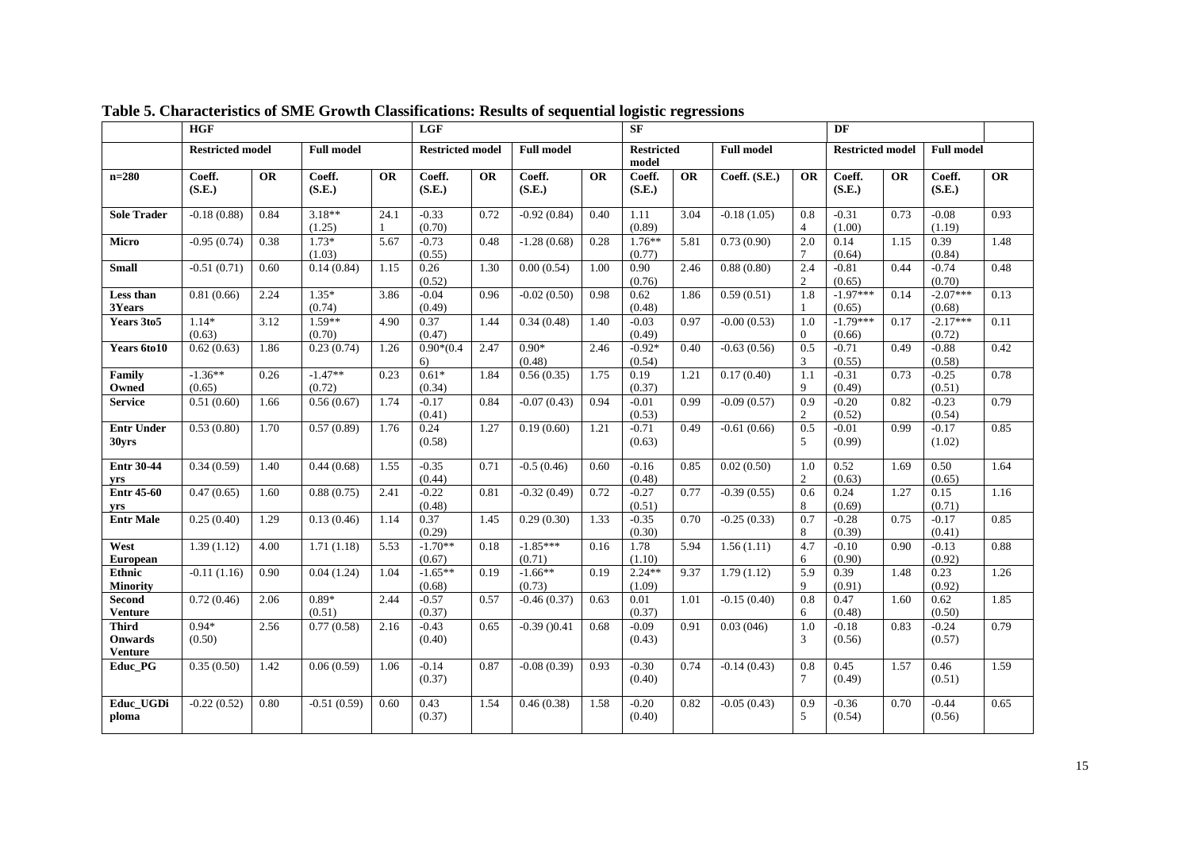**Table 5. Characteristics of SME Growth Classifications: Results of sequential logistic regressions**

| | HGF | | | | LGF | | | | SF | | | | DF | | | |
|---|---|---|---|---|---|---|---|---|---|---|---|---|---|---|---|---|
| | Restricted model | | Full model | | Restricted model | | Full model | | Restricted model | | Full model | | Restricted model | | Full model | |
| n=280 | Coeff. (S.E.) | OR | Coeff. (S.E.) | OR | Coeff. (S.E.) | OR | Coeff. (S.E.) | OR | Coeff. (S.E.) | OR | Coeff. (S.E.) | OR | Coeff. (S.E.) | OR | Coeff. (S.E.) | OR |
| Sole Trader | -0.18 (0.88) | 0.84 | 3.18** (1.25) | 24.11 | -0.33 (0.70) | 0.72 | -0.92 (0.84) | 0.40 | 1.11 (0.89) | 3.04 | -0.18 (1.05) | 0.84 | -0.31 (1.00) | 0.73 | -0.08 (1.19) | 0.93 |
| Micro | -0.95 (0.74) | 0.38 | 1.73* (1.03) | 5.67 | -0.73 (0.55) | 0.48 | -1.28 (0.68) | 0.28 | 1.76** (0.77) | 5.81 | 0.73 (0.90) | 2.07 | 0.14 (0.64) | 1.15 | 0.39 (0.84) | 1.48 |
| Small | -0.51 (0.71) | 0.60 | 0.14 (0.84) | 1.15 | 0.26 (0.52) | 1.30 | 0.00 (0.54) | 1.00 | 0.90 (0.76) | 2.46 | 0.88 (0.80) | 2.42 | -0.81 (0.65) | 0.44 | -0.74 (0.70) | 0.48 |
| Less than 3Years | 0.81 (0.66) | 2.24 | 1.35* (0.74) | 3.86 | -0.04 (0.49) | 0.96 | -0.02 (0.50) | 0.98 | 0.62 (0.48) | 1.86 | 0.59 (0.51) | 1.81 | -1.97*** (0.65) | 0.14 | -2.07*** (0.68) | 0.13 |
| Years 3to5 | 1.14* (0.63) | 3.12 | 1.59** (0.70) | 4.90 | 0.37 (0.47) | 1.44 | 0.34 (0.48) | 1.40 | -0.03 (0.49) | 0.97 | -0.00 (0.53) | 1.00 | -1.79*** (0.66) | 0.17 | -2.17*** (0.72) | 0.11 |
| Years 6to10 | 0.62 (0.63) | 1.86 | 0.23 (0.74) | 1.26 | 0.90*(0.46) | 2.47 | 0.90* (0.48) | 2.46 | -0.92* (0.54) | 0.40 | -0.63 (0.56) | 0.53 | -0.71 (0.55) | 0.49 | -0.88 (0.58) | 0.42 |
| Family Owned | -1.36** (0.65) | 0.26 | -1.47** (0.72) | 0.23 | 0.61* (0.34) | 1.84 | 0.56 (0.35) | 1.75 | 0.19 (0.37) | 1.21 | 0.17 (0.40) | 1.19 | -0.31 (0.49) | 0.73 | -0.25 (0.51) | 0.78 |
| Service | 0.51 (0.60) | 1.66 | 0.56 (0.67) | 1.74 | -0.17 (0.41) | 0.84 | -0.07 (0.43) | 0.94 | -0.01 (0.53) | 0.99 | -0.09 (0.57) | 0.92 | -0.20 (0.52) | 0.82 | -0.23 (0.54) | 0.79 |
| Entr Under 30yrs | 0.53 (0.80) | 1.70 | 0.57 (0.89) | 1.76 | 0.24 (0.58) | 1.27 | 0.19 (0.60) | 1.21 | -0.71 (0.63) | 0.49 | -0.61 (0.66) | 0.55 | -0.01 (0.99) | 0.99 | -0.17 (1.02) | 0.85 |
| Entr 30-44 yrs | 0.34 (0.59) | 1.40 | 0.44 (0.68) | 1.55 | -0.35 (0.44) | 0.71 | -0.5 (0.46) | 0.60 | -0.16 (0.48) | 0.85 | 0.02 (0.50) | 1.02 | 0.52 (0.63) | 1.69 | 0.50 (0.65) | 1.64 |
| Entr 45-60 yrs | 0.47 (0.65) | 1.60 | 0.88 (0.75) | 2.41 | -0.22 (0.48) | 0.81 | -0.32 (0.49) | 0.72 | -0.27 (0.51) | 0.77 | -0.39 (0.55) | 0.68 | 0.24 (0.69) | 1.27 | 0.15 (0.71) | 1.16 |
| Entr Male | 0.25 (0.40) | 1.29 | 0.13 (0.46) | 1.14 | 0.37 (0.29) | 1.45 | 0.29 (0.30) | 1.33 | -0.35 (0.30) | 0.70 | -0.25 (0.33) | 0.78 | -0.28 (0.39) | 0.75 | -0.17 (0.41) | 0.85 |
| West European | 1.39 (1.12) | 4.00 | 1.71 (1.18) | 5.53 | -1.70** (0.67) | 0.18 | -1.85*** (0.71) | 0.16 | 1.78 (1.10) | 5.94 | 1.56 (1.11) | 4.76 | -0.10 (0.90) | 0.90 | -0.13 (0.92) | 0.88 |
| Ethnic Minority | -0.11 (1.16) | 0.90 | 0.04 (1.24) | 1.04 | -1.65** (0.68) | 0.19 | -1.66** (0.73) | 0.19 | 2.24** (1.09) | 9.37 | 1.79 (1.12) | 5.99 | 0.39 (0.91) | 1.48 | 0.23 (0.92) | 1.26 |
| Second Venture | 0.72 (0.46) | 2.06 | 0.89* (0.51) | 2.44 | -0.57 (0.37) | 0.57 | -0.46 (0.37) | 0.63 | 0.01 (0.37) | 1.01 | -0.15 (0.40) | 0.86 | 0.47 (0.48) | 1.60 | 0.62 (0.50) | 1.85 |
| Third Onwards Venture | 0.94* (0.50) | 2.56 | 0.77 (0.58) | 2.16 | -0.43 (0.40) | 0.65 | -0.39 ()0.41 | 0.68 | -0.09 (0.43) | 0.91 | 0.03 (046) | 1.03 | -0.18 (0.56) | 0.83 | -0.24 (0.57) | 0.79 |
| Educ_PG | 0.35 (0.50) | 1.42 | 0.06 (0.59) | 1.06 | -0.14 (0.37) | 0.87 | -0.08 (0.39) | 0.93 | -0.30 (0.40) | 0.74 | -0.14 (0.43) | 0.87 | 0.45 (0.49) | 1.57 | 0.46 (0.51) | 1.59 |
| Educ_UGDiploma | -0.22 (0.52) | 0.80 | -0.51 (0.59) | 0.60 | 0.43 (0.37) | 1.54 | 0.46 (0.38) | 1.58 | -0.20 (0.40) | 0.82 | -0.05 (0.43) | 0.95 | -0.36 (0.54) | 0.70 | -0.44 (0.56) | 0.65 |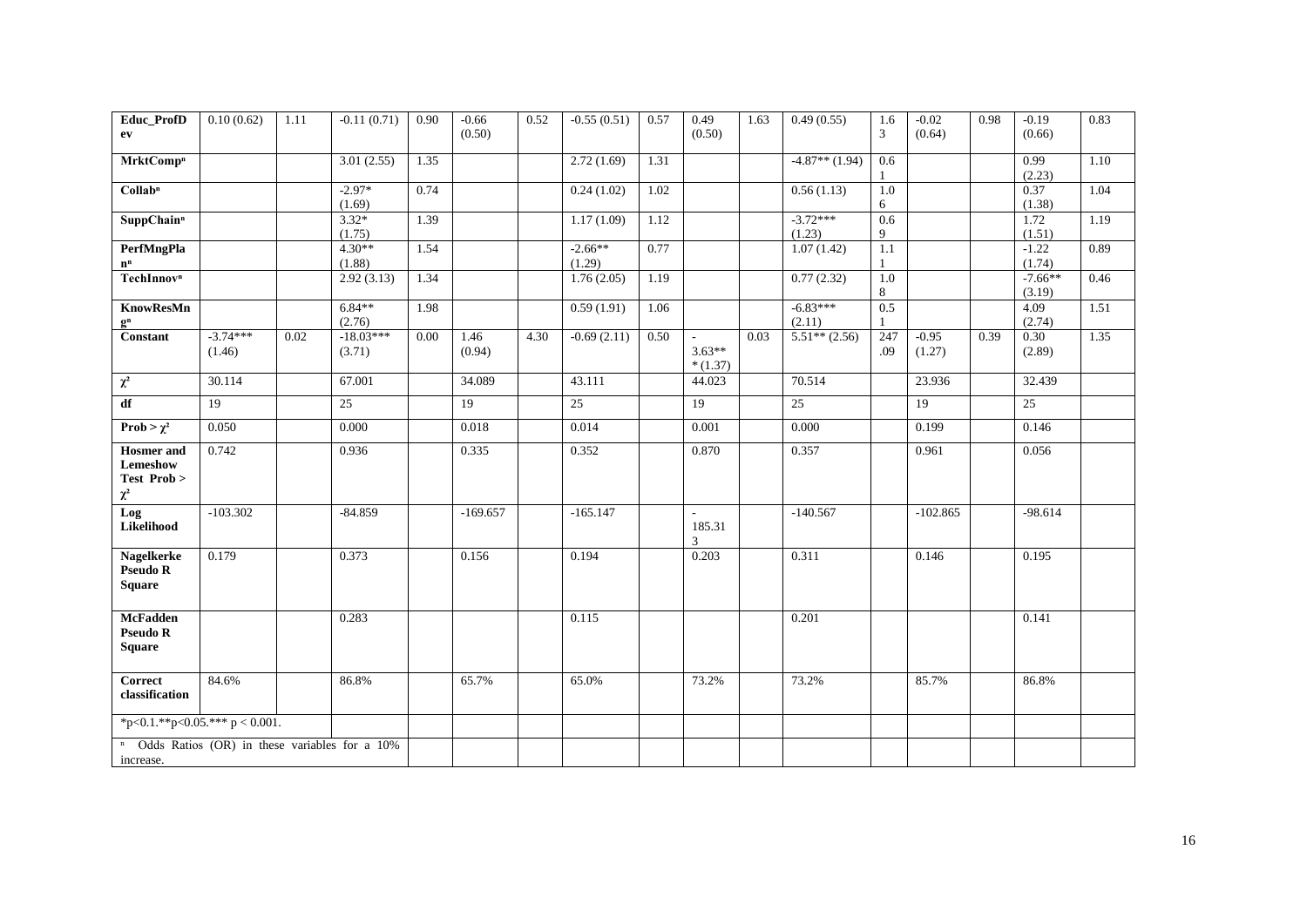| Educ_ProfDev | 0.10 (0.62) | 1.11 | -0.11 (0.71) | 0.90 | -0.66 (0.50) | 0.52 | -0.55 (0.51) | 0.57 | 0.49 (0.50) | 1.63 | 0.49 (0.55) | 1.63 | -0.02 (0.64) | 0.98 | -0.19 (0.66) | 0.83 |
|---|---|---|---|---|---|---|---|---|---|---|---|---|---|---|---|---|
| MrktComp[n] | | | 3.01 (2.55) | 1.35 | | | 2.72 (1.69) | 1.31 | | | -4.87** (1.94) | 0.61 | | | 0.99 (2.23) | 1.10 |
| Collab[n] | | | -2.97* (1.69) | 0.74 | | | 0.24 (1.02) | 1.02 | | | 0.56 (1.13) | 1.06 | | | 0.37 (1.38) | 1.04 |
| SuppChain[n] | | | 3.32* (1.75) | 1.39 | | | 1.17 (1.09) | 1.12 | | | -3.72*** (1.23) | 0.69 | | | 1.72 (1.51) | 1.19 |
| PerfMngPlan[n] | | | 4.30** (1.88) | 1.54 | | | -2.66** (1.29) | 0.77 | | | 1.07 (1.42) | 1.11 | | | -1.22 (1.74) | 0.89 |
| TechInnov[n] | | | 2.92 (3.13) | 1.34 | | | 1.76 (2.05) | 1.19 | | | 0.77 (2.32) | 1.08 | | | -7.66** (3.19) | 0.46 |
| KnowResMng[n] | | | 6.84** (2.76) | 1.98 | | | 0.59 (1.91) | 1.06 | | | -6.83*** (2.11) | 0.51 | | | 4.09 (2.74) | 1.51 |
| Constant | -3.74*** (1.46) | 0.02 | -18.03*** (3.71) | 0.00 | 1.46 (0.94) | 4.30 | -0.69 (2.11) | 0.50 | -3.63*** (1.37) | 0.03 | 5.51** (2.56) | 247.09 | -0.95 (1.27) | 0.39 | 0.30 (2.89) | 1.35 |
| $\chi^2$ | 30.114 | | 67.001 | | 34.089 | | 43.111 | | 44.023 | | 70.514 | | 23.936 | | 32.439 | |
| df | 19 | | 25 | | 19 | | 25 | | 19 | | 25 | | 19 | | 25 | |
| Prob > $\chi^2$ | 0.050 | | 0.000 | | 0.018 | | 0.014 | | 0.001 | | 0.000 | | 0.199 | | 0.146 | |
| Hosmer and Lemeshow Test Prob > $\chi^2$ | 0.742 | | 0.936 | | 0.335 | | 0.352 | | 0.870 | | 0.357 | | 0.961 | | 0.056 | |
| Log Likelihood | -103.302 | | -84.859 | | -169.657 | | -165.147 | | -185.313 | | -140.567 | | -102.865 | | -98.614 | |
| Nagelkerke Pseudo R Square | 0.179 | | 0.373 | | 0.156 | | 0.194 | | 0.203 | | 0.311 | | 0.146 | | 0.195 | |
| McFadden Pseudo R Square | | | 0.283 | | | | 0.115 | | | | 0.201 | | | | 0.141 | |
| Correct classification | 84.6% | | 86.8% | | 65.7% | | 65.0% | | 73.2% | | 73.2% | | 85.7% | | 86.8% | |

*p<0.1.**p<0.05.*** p < 0.001.

[n] Odds Ratios (OR) in these variables for a 10% increase.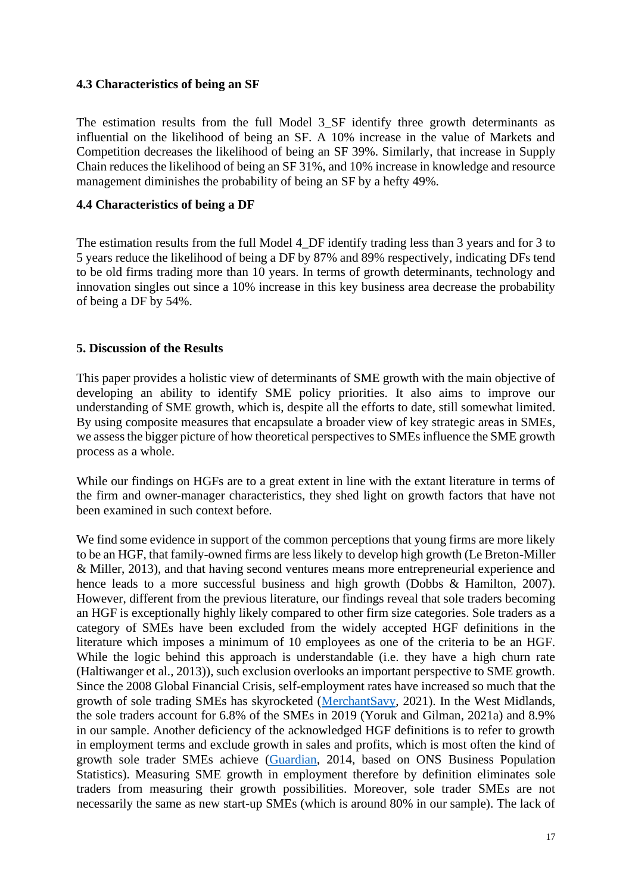### 4.3 Characteristics of being an SF

The estimation results from the full Model 3_SF identify three growth determinants as influential on the likelihood of being an SF. A 10% increase in the value of Markets and Competition decreases the likelihood of being an SF 39%. Similarly, that increase in Supply Chain reduces the likelihood of being an SF 31%, and 10% increase in knowledge and resource management diminishes the probability of being an SF by a hefty 49%.

### 4.4 Characteristics of being a DF

The estimation results from the full Model 4_DF identify trading less than 3 years and for 3 to 5 years reduce the likelihood of being a DF by 87% and 89% respectively, indicating DFs tend to be old firms trading more than 10 years. In terms of growth determinants, technology and innovation singles out since a 10% increase in this key business area decrease the probability of being a DF by 54%.

## 5. Discussion of the Results

This paper provides a holistic view of determinants of SME growth with the main objective of developing an ability to identify SME policy priorities. It also aims to improve our understanding of SME growth, which is, despite all the efforts to date, still somewhat limited. By using composite measures that encapsulate a broader view of key strategic areas in SMEs, we assess the bigger picture of how theoretical perspectives to SMEs influence the SME growth process as a whole.

While our findings on HGFs are to a great extent in line with the extant literature in terms of the firm and owner-manager characteristics, they shed light on growth factors that have not been examined in such context before.

We find some evidence in support of the common perceptions that young firms are more likely to be an HGF, that family-owned firms are less likely to develop high growth (Le Breton-Miller & Miller, 2013), and that having second ventures means more entrepreneurial experience and hence leads to a more successful business and high growth (Dobbs & Hamilton, 2007). However, different from the previous literature, our findings reveal that sole traders becoming an HGF is exceptionally highly likely compared to other firm size categories. Sole traders as a category of SMEs have been excluded from the widely accepted HGF definitions in the literature which imposes a minimum of 10 employees as one of the criteria to be an HGF. While the logic behind this approach is understandable (i.e. they have a high churn rate (Haltiwanger et al., 2013)), such exclusion overlooks an important perspective to SME growth. Since the 2008 Global Financial Crisis, self-employment rates have increased so much that the growth of sole trading SMEs has skyrocketed (MerchantSavy, 2021). In the West Midlands, the sole traders account for 6.8% of the SMEs in 2019 (Yoruk and Gilman, 2021a) and 8.9% in our sample. Another deficiency of the acknowledged HGF definitions is to refer to growth in employment terms and exclude growth in sales and profits, which is most often the kind of growth sole trader SMEs achieve (Guardian, 2014, based on ONS Business Population Statistics). Measuring SME growth in employment therefore by definition eliminates sole traders from measuring their growth possibilities. Moreover, sole trader SMEs are not necessarily the same as new start-up SMEs (which is around 80% in our sample). The lack of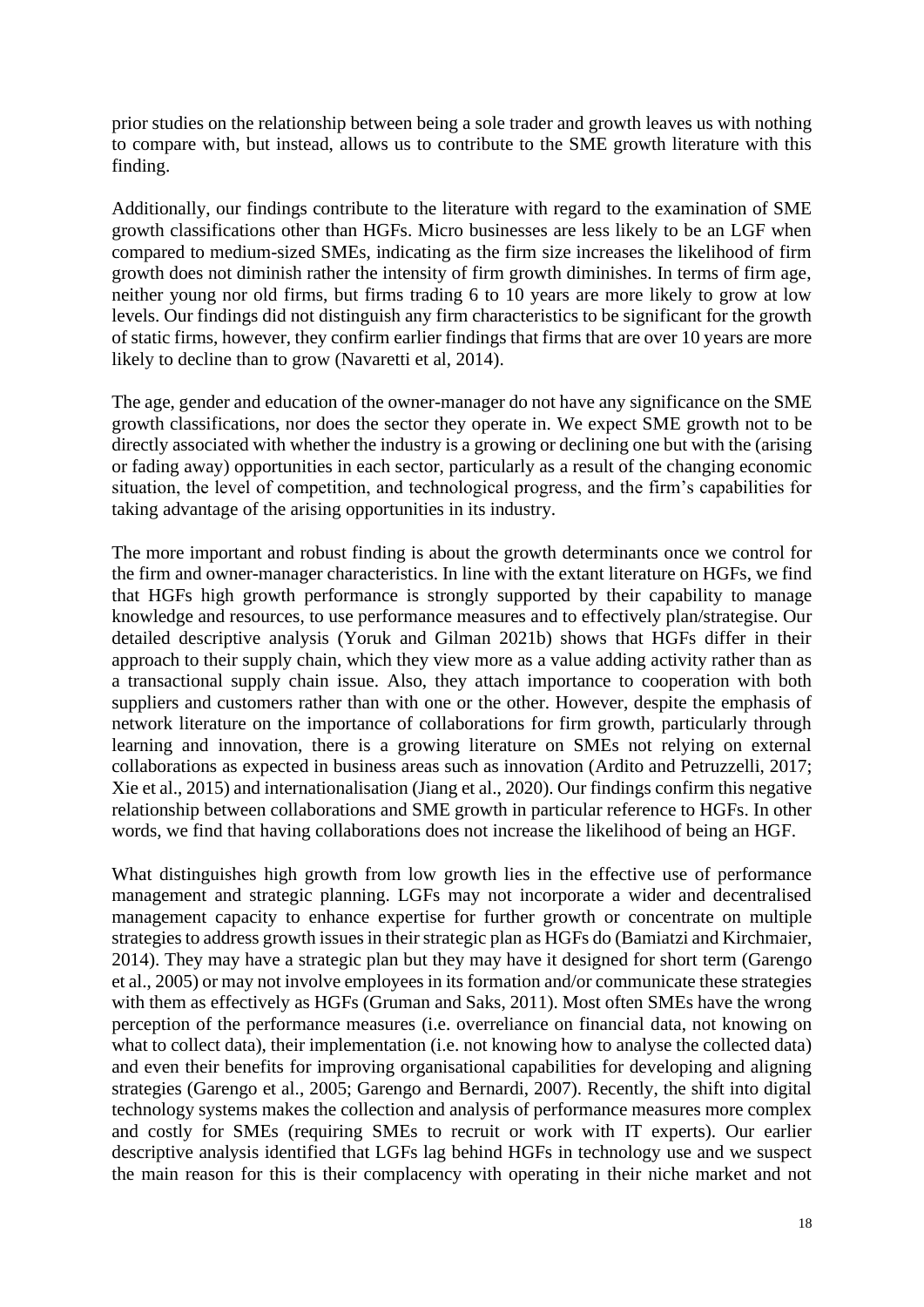prior studies on the relationship between being a sole trader and growth leaves us with nothing to compare with, but instead, allows us to contribute to the SME growth literature with this finding.

Additionally, our findings contribute to the literature with regard to the examination of SME growth classifications other than HGFs. Micro businesses are less likely to be an LGF when compared to medium-sized SMEs, indicating as the firm size increases the likelihood of firm growth does not diminish rather the intensity of firm growth diminishes. In terms of firm age, neither young nor old firms, but firms trading 6 to 10 years are more likely to grow at low levels. Our findings did not distinguish any firm characteristics to be significant for the growth of static firms, however, they confirm earlier findings that firms that are over 10 years are more likely to decline than to grow (Navaretti et al, 2014).

The age, gender and education of the owner-manager do not have any significance on the SME growth classifications, nor does the sector they operate in. We expect SME growth not to be directly associated with whether the industry is a growing or declining one but with the (arising or fading away) opportunities in each sector, particularly as a result of the changing economic situation, the level of competition, and technological progress, and the firm's capabilities for taking advantage of the arising opportunities in its industry.

The more important and robust finding is about the growth determinants once we control for the firm and owner-manager characteristics. In line with the extant literature on HGFs, we find that HGFs high growth performance is strongly supported by their capability to manage knowledge and resources, to use performance measures and to effectively plan/strategise. Our detailed descriptive analysis (Yoruk and Gilman 2021b) shows that HGFs differ in their approach to their supply chain, which they view more as a value adding activity rather than as a transactional supply chain issue. Also, they attach importance to cooperation with both suppliers and customers rather than with one or the other. However, despite the emphasis of network literature on the importance of collaborations for firm growth, particularly through learning and innovation, there is a growing literature on SMEs not relying on external collaborations as expected in business areas such as innovation (Ardito and Petruzzelli, 2017; Xie et al., 2015) and internationalisation (Jiang et al., 2020). Our findings confirm this negative relationship between collaborations and SME growth in particular reference to HGFs. In other words, we find that having collaborations does not increase the likelihood of being an HGF.

What distinguishes high growth from low growth lies in the effective use of performance management and strategic planning. LGFs may not incorporate a wider and decentralised management capacity to enhance expertise for further growth or concentrate on multiple strategies to address growth issues in their strategic plan as HGFs do (Bamiatzi and Kirchmaier, 2014). They may have a strategic plan but they may have it designed for short term (Garengo et al., 2005) or may not involve employees in its formation and/or communicate these strategies with them as effectively as HGFs (Gruman and Saks, 2011). Most often SMEs have the wrong perception of the performance measures (i.e. overreliance on financial data, not knowing on what to collect data), their implementation (i.e. not knowing how to analyse the collected data) and even their benefits for improving organisational capabilities for developing and aligning strategies (Garengo et al., 2005; Garengo and Bernardi, 2007). Recently, the shift into digital technology systems makes the collection and analysis of performance measures more complex and costly for SMEs (requiring SMEs to recruit or work with IT experts). Our earlier descriptive analysis identified that LGFs lag behind HGFs in technology use and we suspect the main reason for this is their complacency with operating in their niche market and not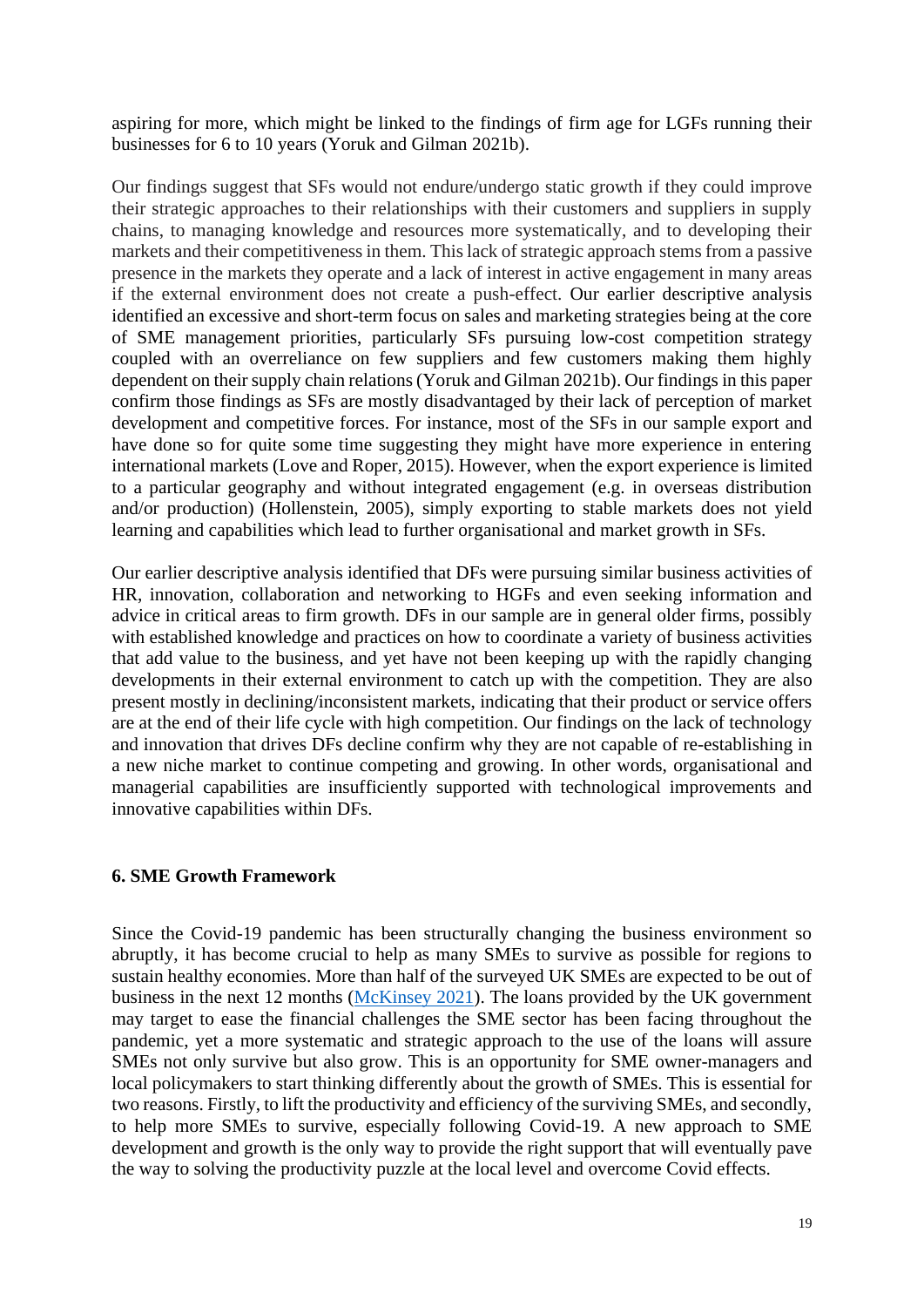aspiring for more, which might be linked to the findings of firm age for LGFs running their businesses for 6 to 10 years (Yoruk and Gilman 2021b).

Our findings suggest that SFs would not endure/undergo static growth if they could improve their strategic approaches to their relationships with their customers and suppliers in supply chains, to managing knowledge and resources more systematically, and to developing their markets and their competitiveness in them. This lack of strategic approach stems from a passive presence in the markets they operate and a lack of interest in active engagement in many areas if the external environment does not create a push-effect. Our earlier descriptive analysis identified an excessive and short-term focus on sales and marketing strategies being at the core of SME management priorities, particularly SFs pursuing low-cost competition strategy coupled with an overreliance on few suppliers and few customers making them highly dependent on their supply chain relations (Yoruk and Gilman 2021b). Our findings in this paper confirm those findings as SFs are mostly disadvantaged by their lack of perception of market development and competitive forces. For instance, most of the SFs in our sample export and have done so for quite some time suggesting they might have more experience in entering international markets (Love and Roper, 2015). However, when the export experience is limited to a particular geography and without integrated engagement (e.g. in overseas distribution and/or production) (Hollenstein, 2005), simply exporting to stable markets does not yield learning and capabilities which lead to further organisational and market growth in SFs.

Our earlier descriptive analysis identified that DFs were pursuing similar business activities of HR, innovation, collaboration and networking to HGFs and even seeking information and advice in critical areas to firm growth. DFs in our sample are in general older firms, possibly with established knowledge and practices on how to coordinate a variety of business activities that add value to the business, and yet have not been keeping up with the rapidly changing developments in their external environment to catch up with the competition. They are also present mostly in declining/inconsistent markets, indicating that their product or service offers are at the end of their life cycle with high competition. Our findings on the lack of technology and innovation that drives DFs decline confirm why they are not capable of re-establishing in a new niche market to continue competing and growing. In other words, organisational and managerial capabilities are insufficiently supported with technological improvements and innovative capabilities within DFs.

## 6. SME Growth Framework

Since the Covid-19 pandemic has been structurally changing the business environment so abruptly, it has become crucial to help as many SMEs to survive as possible for regions to sustain healthy economies. More than half of the surveyed UK SMEs are expected to be out of business in the next 12 months (McKinsey 2021). The loans provided by the UK government may target to ease the financial challenges the SME sector has been facing throughout the pandemic, yet a more systematic and strategic approach to the use of the loans will assure SMEs not only survive but also grow. This is an opportunity for SME owner-managers and local policymakers to start thinking differently about the growth of SMEs. This is essential for two reasons. Firstly, to lift the productivity and efficiency of the surviving SMEs, and secondly, to help more SMEs to survive, especially following Covid-19. A new approach to SME development and growth is the only way to provide the right support that will eventually pave the way to solving the productivity puzzle at the local level and overcome Covid effects.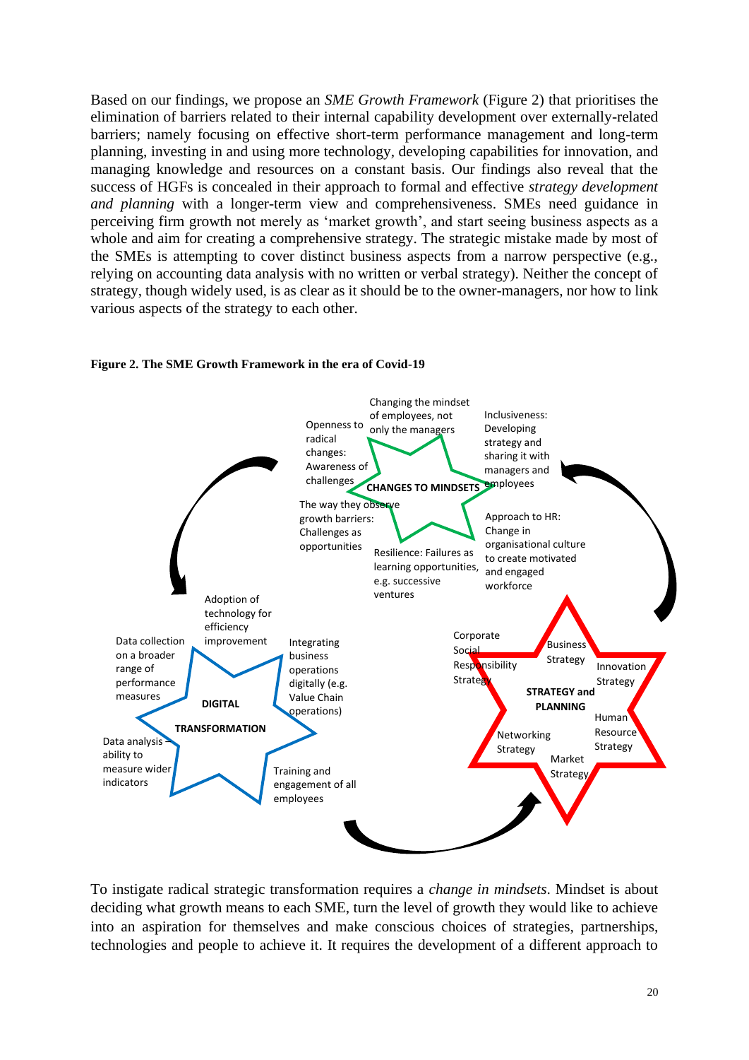Based on our findings, we propose an *SME Growth Framework* (Figure 2) that prioritises the elimination of barriers related to their internal capability development over externally-related barriers; namely focusing on effective short-term performance management and long-term planning, investing in and using more technology, developing capabilities for innovation, and managing knowledge and resources on a constant basis. Our findings also reveal that the success of HGFs is concealed in their approach to formal and effective *strategy development and planning* with a longer-term view and comprehensiveness. SMEs need guidance in perceiving firm growth not merely as 'market growth', and start seeing business aspects as a whole and aim for creating a comprehensive strategy. The strategic mistake made by most of the SMEs is attempting to cover distinct business aspects from a narrow perspective (e.g., relying on accounting data analysis with no written or verbal strategy). Neither the concept of strategy, though widely used, is as clear as it should be to the owner-managers, nor how to link various aspects of the strategy to each other.

**Figure 2. The SME Growth Framework in the era of Covid-19**

**CHANGES TO MINDSETS**
- Changing the mindset of employees, not only the managers
- Inclusiveness: Developing strategy and sharing it with managers and employees
- Approach to HR: Change in organisational culture to create motivated and engaged workforce
- Resilience: Failures as learning opportunities, e.g. successive ventures
- The way they observe growth barriers: Challenges as opportunities
- Openness to radical changes: Awareness of challenges

**DIGITAL TRANSFORMATION**
- Adoption of technology for efficiency improvement
- Integrating business operations digitally (e.g. Value Chain operations)
- Training and engagement of all employees
- Data analysis – ability to measure wider indicators
- Data collection on a broader range of performance measures

**STRATEGY and PLANNING**
- Business Strategy
- Innovation Strategy
- Human Resource Strategy
- Market Strategy
- Networking Strategy
- Corporate Social Responsibility Strategy

To instigate radical strategic transformation requires a *change in mindsets*. Mindset is about deciding what growth means to each SME, turn the level of growth they would like to achieve into an aspiration for themselves and make conscious choices of strategies, partnerships, technologies and people to achieve it. It requires the development of a different approach to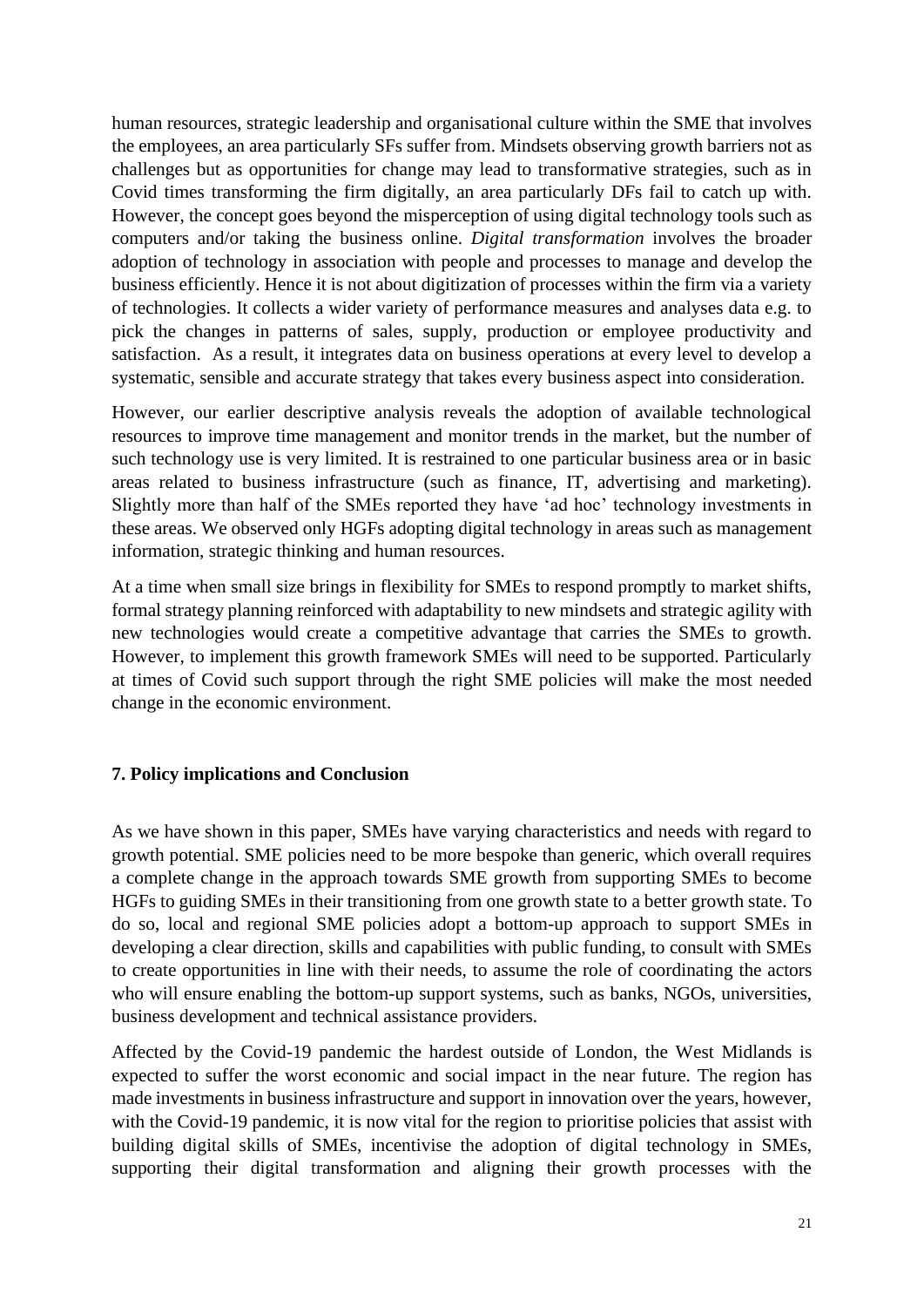human resources, strategic leadership and organisational culture within the SME that involves the employees, an area particularly SFs suffer from. Mindsets observing growth barriers not as challenges but as opportunities for change may lead to transformative strategies, such as in Covid times transforming the firm digitally, an area particularly DFs fail to catch up with. However, the concept goes beyond the misperception of using digital technology tools such as computers and/or taking the business online. *Digital transformation* involves the broader adoption of technology in association with people and processes to manage and develop the business efficiently. Hence it is not about digitization of processes within the firm via a variety of technologies. It collects a wider variety of performance measures and analyses data e.g. to pick the changes in patterns of sales, supply, production or employee productivity and satisfaction. As a result, it integrates data on business operations at every level to develop a systematic, sensible and accurate strategy that takes every business aspect into consideration.

However, our earlier descriptive analysis reveals the adoption of available technological resources to improve time management and monitor trends in the market, but the number of such technology use is very limited. It is restrained to one particular business area or in basic areas related to business infrastructure (such as finance, IT, advertising and marketing). Slightly more than half of the SMEs reported they have 'ad hoc' technology investments in these areas. We observed only HGFs adopting digital technology in areas such as management information, strategic thinking and human resources.

At a time when small size brings in flexibility for SMEs to respond promptly to market shifts, formal strategy planning reinforced with adaptability to new mindsets and strategic agility with new technologies would create a competitive advantage that carries the SMEs to growth. However, to implement this growth framework SMEs will need to be supported. Particularly at times of Covid such support through the right SME policies will make the most needed change in the economic environment.

## 7. Policy implications and Conclusion

As we have shown in this paper, SMEs have varying characteristics and needs with regard to growth potential. SME policies need to be more bespoke than generic, which overall requires a complete change in the approach towards SME growth from supporting SMEs to become HGFs to guiding SMEs in their transitioning from one growth state to a better growth state. To do so, local and regional SME policies adopt a bottom-up approach to support SMEs in developing a clear direction, skills and capabilities with public funding, to consult with SMEs to create opportunities in line with their needs, to assume the role of coordinating the actors who will ensure enabling the bottom-up support systems, such as banks, NGOs, universities, business development and technical assistance providers.

Affected by the Covid-19 pandemic the hardest outside of London, the West Midlands is expected to suffer the worst economic and social impact in the near future. The region has made investments in business infrastructure and support in innovation over the years, however, with the Covid-19 pandemic, it is now vital for the region to prioritise policies that assist with building digital skills of SMEs, incentivise the adoption of digital technology in SMEs, supporting their digital transformation and aligning their growth processes with the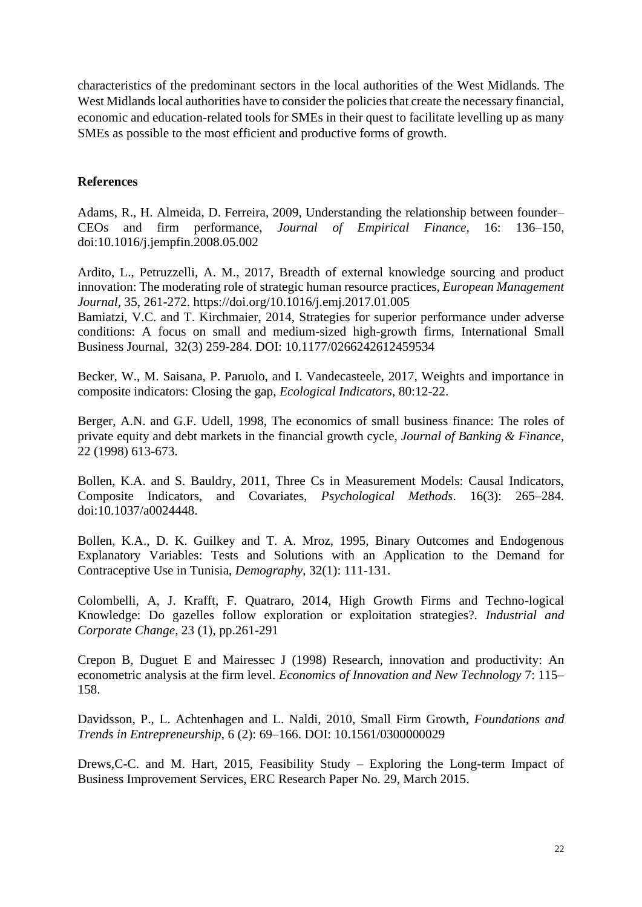characteristics of the predominant sectors in the local authorities of the West Midlands. The West Midlands local authorities have to consider the policies that create the necessary financial, economic and education-related tools for SMEs in their quest to facilitate levelling up as many SMEs as possible to the most efficient and productive forms of growth.

**References**

Adams, R., H. Almeida, D. Ferreira, 2009, Understanding the relationship between founder–CEOs and firm performance, *Journal of Empirical Finance*, 16: 136–150, doi:10.1016/j.jempfin.2008.05.002

Ardito, L., Petruzzelli, A. M., 2017, Breadth of external knowledge sourcing and product innovation: The moderating role of strategic human resource practices, *European Management Journal*, 35, 261-272. https://doi.org/10.1016/j.emj.2017.01.005
Bamiatzi, V.C. and T. Kirchmaier, 2014, Strategies for superior performance under adverse conditions: A focus on small and medium-sized high-growth firms, International Small Business Journal, 32(3) 259-284. DOI: 10.1177/0266242612459534

Becker, W., M. Saisana, P. Paruolo, and I. Vandecasteele, 2017, Weights and importance in composite indicators: Closing the gap, *Ecological Indicators*, 80:12-22.

Berger, A.N. and G.F. Udell, 1998, The economics of small business finance: The roles of private equity and debt markets in the financial growth cycle, *Journal of Banking & Finance*, 22 (1998) 613-673.

Bollen, K.A. and S. Bauldry, 2011, Three Cs in Measurement Models: Causal Indicators, Composite Indicators, and Covariates, *Psychological Methods*. 16(3): 265–284. doi:10.1037/a0024448.

Bollen, K.A., D. K. Guilkey and T. A. Mroz, 1995, Binary Outcomes and Endogenous Explanatory Variables: Tests and Solutions with an Application to the Demand for Contraceptive Use in Tunisia, *Demography*, 32(1): 111-131.

Colombelli, A, J. Krafft, F. Quatraro, 2014, High Growth Firms and Techno-logical Knowledge: Do gazelles follow exploration or exploitation strategies?. *Industrial and Corporate Change*, 23 (1), pp.261-291

Crepon B, Duguet E and Mairessec J (1998) Research, innovation and productivity: An econometric analysis at the firm level. *Economics of Innovation and New Technology* 7: 115–158.

Davidsson, P., L. Achtenhagen and L. Naldi, 2010, Small Firm Growth, *Foundations and Trends in Entrepreneurship*, 6 (2): 69–166. DOI: 10.1561/0300000029

Drews,C-C. and M. Hart, 2015, Feasibility Study – Exploring the Long-term Impact of Business Improvement Services, ERC Research Paper No. 29, March 2015.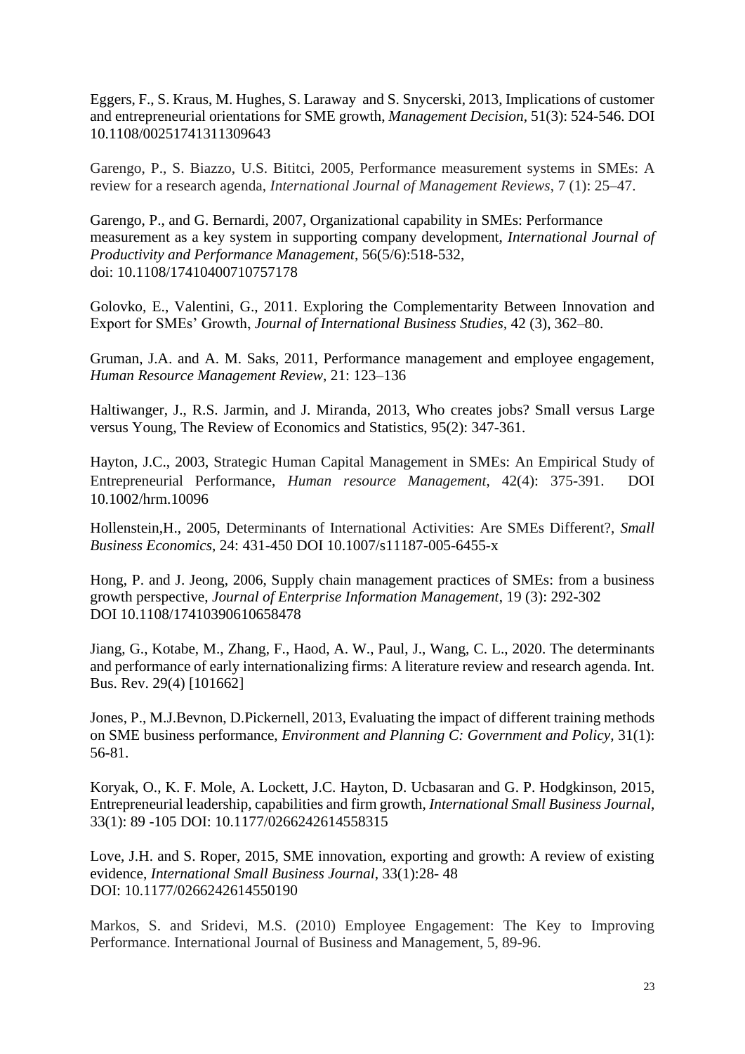Eggers, F., S. Kraus, M. Hughes, S. Laraway and S. Snycerski, 2013, Implications of customer and entrepreneurial orientations for SME growth, *Management Decision*, 51(3): 524-546. DOI 10.1108/00251741311309643

Garengo, P., S. Biazzo, U.S. Bititci, 2005, Performance measurement systems in SMEs: A review for a research agenda, *International Journal of Management Reviews*, 7 (1): 25–47.

Garengo, P., and G. Bernardi, 2007, Organizational capability in SMEs: Performance measurement as a key system in supporting company development, *International Journal of Productivity and Performance Management*, 56(5/6):518-532, doi: 10.1108/17410400710757178

Golovko, E., Valentini, G., 2011. Exploring the Complementarity Between Innovation and Export for SMEs' Growth, *Journal of International Business Studies*, 42 (3), 362–80.

Gruman, J.A. and A. M. Saks, 2011, Performance management and employee engagement, *Human Resource Management Review*, 21: 123–136

Haltiwanger, J., R.S. Jarmin, and J. Miranda, 2013, Who creates jobs? Small versus Large versus Young, The Review of Economics and Statistics, 95(2): 347-361.

Hayton, J.C., 2003, Strategic Human Capital Management in SMEs: An Empirical Study of Entrepreneurial Performance, *Human resource Management*, 42(4): 375-391. DOI 10.1002/hrm.10096

Hollenstein,H., 2005, Determinants of International Activities: Are SMEs Different?, *Small Business Economics*, 24: 431-450 DOI 10.1007/s11187-005-6455-x

Hong, P. and J. Jeong, 2006, Supply chain management practices of SMEs: from a business growth perspective, *Journal of Enterprise Information Management*, 19 (3): 292-302 DOI 10.1108/17410390610658478

Jiang, G., Kotabe, M., Zhang, F., Haod, A. W., Paul, J., Wang, C. L., 2020. The determinants and performance of early internationalizing firms: A literature review and research agenda. Int. Bus. Rev. 29(4) [101662]

Jones, P., M.J.Bevnon, D.Pickernell, 2013, Evaluating the impact of different training methods on SME business performance, *Environment and Planning C: Government and Policy,* 31(1): 56-81.

Koryak, O., K. F. Mole, A. Lockett, J.C. Hayton, D. Ucbasaran and G. P. Hodgkinson, 2015, Entrepreneurial leadership, capabilities and firm growth, *International Small Business Journal*, 33(1): 89 -105 DOI: 10.1177/0266242614558315

Love, J.H. and S. Roper, 2015, SME innovation, exporting and growth: A review of existing evidence, *International Small Business Journal*, 33(1):28- 48 DOI: 10.1177/0266242614550190

Markos, S. and Sridevi, M.S. (2010) Employee Engagement: The Key to Improving Performance. International Journal of Business and Management, 5, 89-96.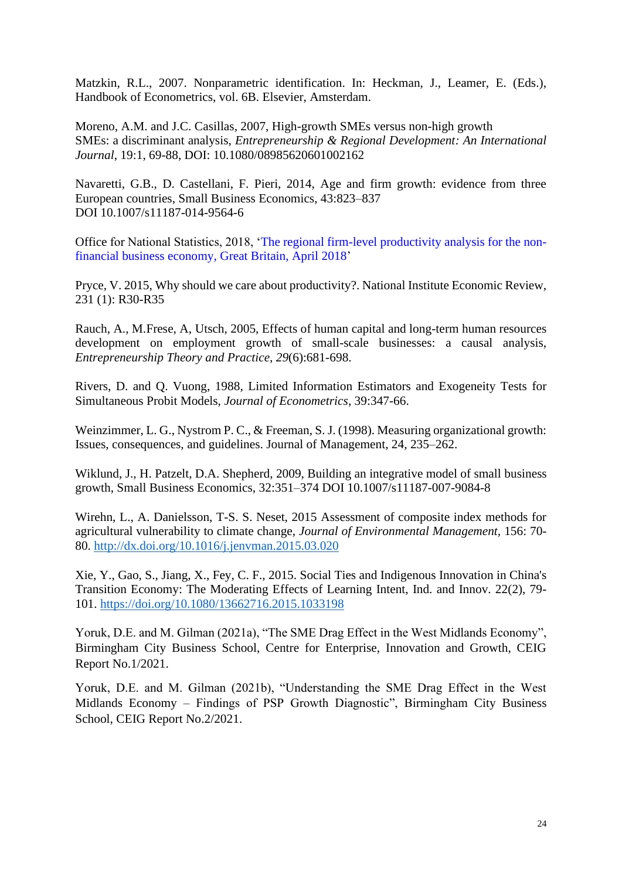Matzkin, R.L., 2007. Nonparametric identification. In: Heckman, J., Leamer, E. (Eds.), Handbook of Econometrics, vol. 6B. Elsevier, Amsterdam.

Moreno, A.M. and J.C. Casillas, 2007, High-growth SMEs versus non-high growth SMEs: a discriminant analysis, *Entrepreneurship & Regional Development: An International Journal*, 19:1, 69-88, DOI: 10.1080/08985620601002162

Navaretti, G.B., D. Castellani, F. Pieri, 2014, Age and firm growth: evidence from three European countries, Small Business Economics, 43:823–837 DOI 10.1007/s11187-014-9564-6

Office for National Statistics, 2018, 'The regional firm-level productivity analysis for the non-financial business economy, Great Britain, April 2018'

Pryce, V. 2015, Why should we care about productivity?. National Institute Economic Review, 231 (1): R30-R35

Rauch, A., M.Frese, A, Utsch, 2005, Effects of human capital and long-term human resources development on employment growth of small-scale businesses: a causal analysis, *Entrepreneurship Theory and Practice, 29*(6):681-698.

Rivers, D. and Q. Vuong, 1988, Limited Information Estimators and Exogeneity Tests for Simultaneous Probit Models, *Journal of Econometrics*, 39:347-66.

Weinzimmer, L. G., Nystrom P. C., & Freeman, S. J. (1998). Measuring organizational growth: Issues, consequences, and guidelines. Journal of Management, 24, 235–262.

Wiklund, J., H. Patzelt, D.A. Shepherd, 2009, Building an integrative model of small business growth, Small Business Economics, 32:351–374 DOI 10.1007/s11187-007-9084-8

Wirehn, L., A. Danielsson, T-S. S. Neset, 2015 Assessment of composite index methods for agricultural vulnerability to climate change, *Journal of Environmental Management*, 156: 70-80. http://dx.doi.org/10.1016/j.jenvman.2015.03.020

Xie, Y., Gao, S., Jiang, X., Fey, C. F., 2015. Social Ties and Indigenous Innovation in China's Transition Economy: The Moderating Effects of Learning Intent, Ind. and Innov. 22(2), 79-101. https://doi.org/10.1080/13662716.2015.1033198

Yoruk, D.E. and M. Gilman (2021a), "The SME Drag Effect in the West Midlands Economy", Birmingham City Business School, Centre for Enterprise, Innovation and Growth, CEIG Report No.1/2021.

Yoruk, D.E. and M. Gilman (2021b), "Understanding the SME Drag Effect in the West Midlands Economy – Findings of PSP Growth Diagnostic", Birmingham City Business School, CEIG Report No.2/2021.